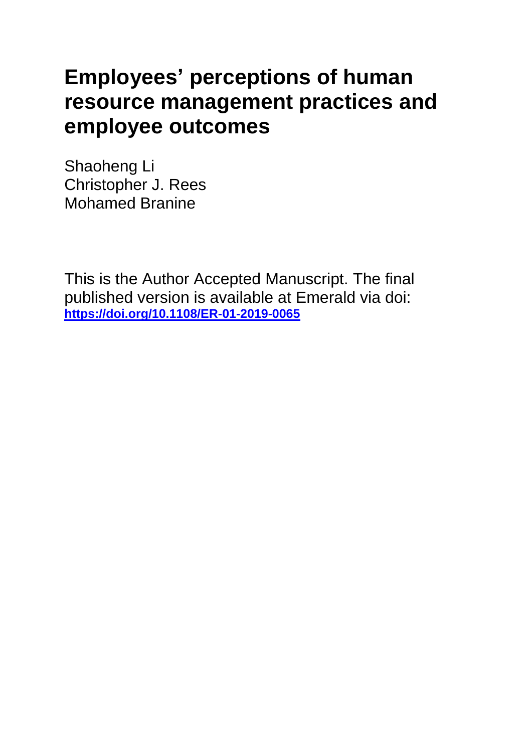# Employees' perceptions of human resource management practices and employee outcomes

Shaoheng Li
Christopher J. Rees
Mohamed Branine

This is the Author Accepted Manuscript. The final published version is available at Emerald via doi: **https://doi.org/10.1108/ER-01-2019-0065**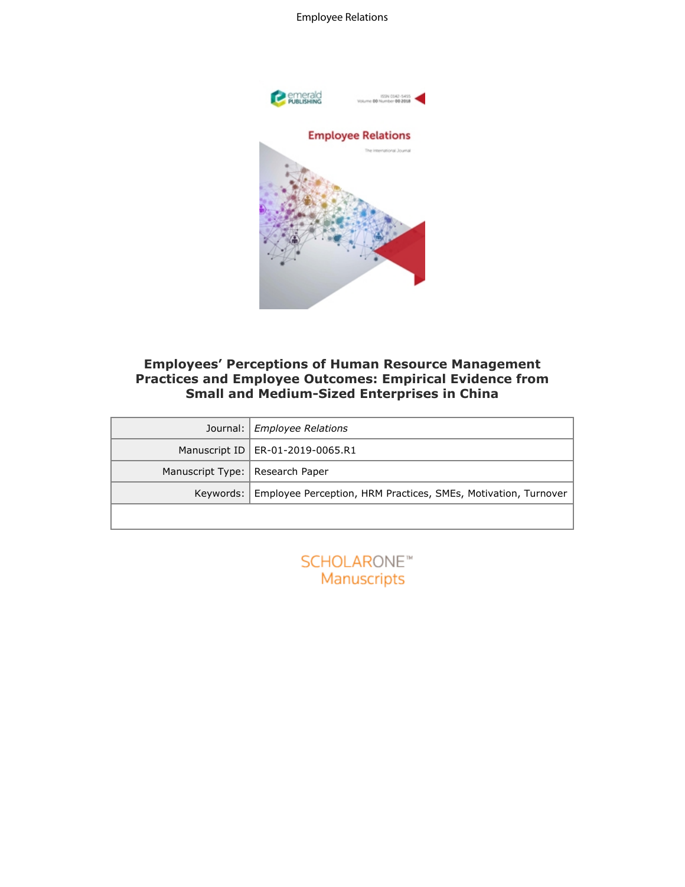# Employees' Perceptions of Human Resource Management Practices and Employee Outcomes: Empirical Evidence from Small and Medium-Sized Enterprises in China

| Journal: | *Employee Relations* |
|---|---|
| Manuscript ID | ER-01-2019-0065.R1 |
| Manuscript Type: | Research Paper |
| Keywords: | Employee Perception, HRM Practices, SMEs, Motivation, Turnover |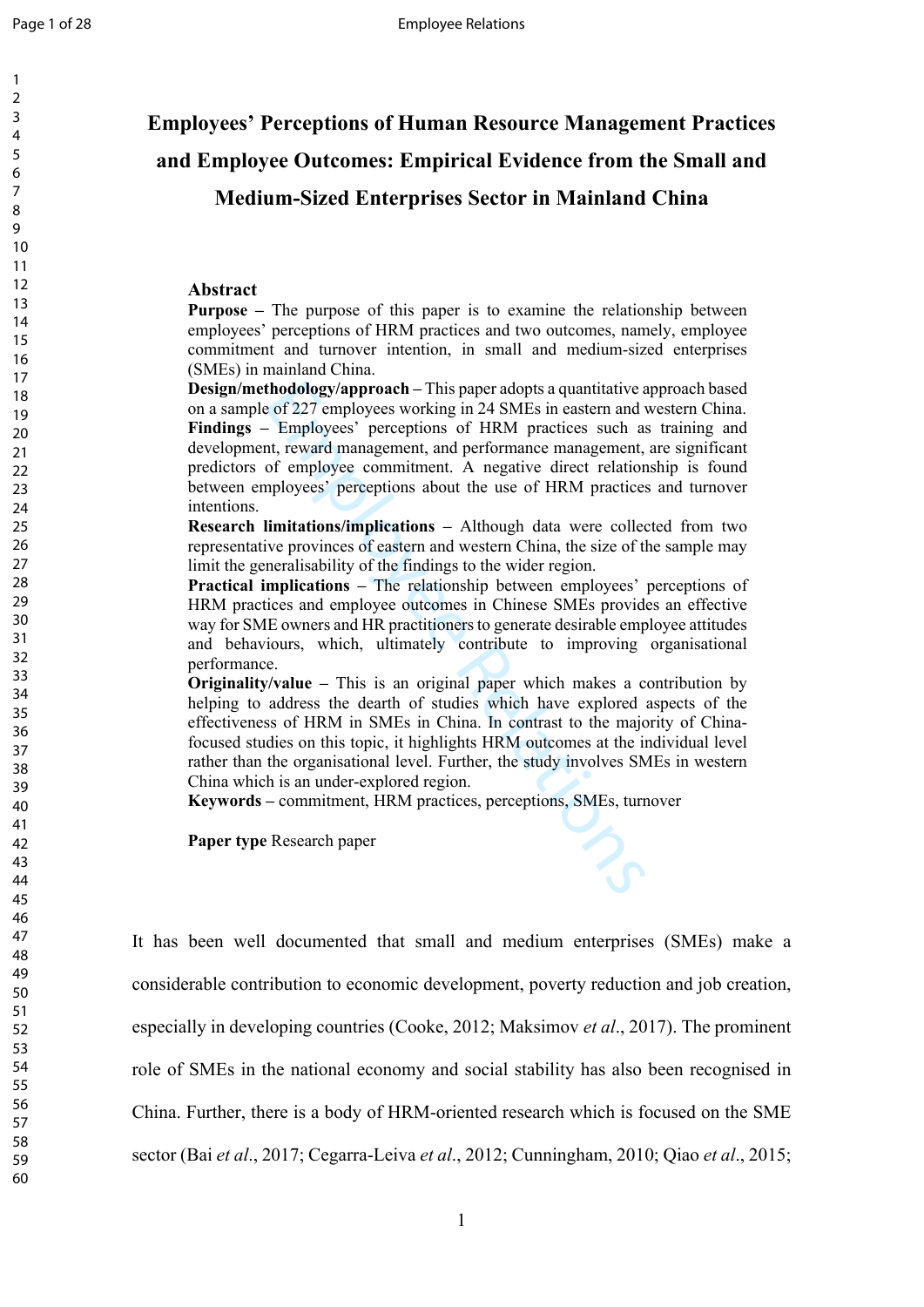# Employees' Perceptions of Human Resource Management Practices and Employee Outcomes: Empirical Evidence from the Small and Medium-Sized Enterprises Sector in Mainland China

## Abstract

**Purpose –** The purpose of this paper is to examine the relationship between employees' perceptions of HRM practices and two outcomes, namely, employee commitment and turnover intention, in small and medium-sized enterprises (SMEs) in mainland China.

**Design/methodology/approach –** This paper adopts a quantitative approach based on a sample of 227 employees working in 24 SMEs in eastern and western China.

**Findings –** Employees' perceptions of HRM practices such as training and development, reward management, and performance management, are significant predictors of employee commitment. A negative direct relationship is found between employees' perceptions about the use of HRM practices and turnover intentions.

**Research limitations/implications –** Although data were collected from two representative provinces of eastern and western China, the size of the sample may limit the generalisability of the findings to the wider region.

**Practical implications –** The relationship between employees' perceptions of HRM practices and employee outcomes in Chinese SMEs provides an effective way for SME owners and HR practitioners to generate desirable employee attitudes and behaviours, which, ultimately contribute to improving organisational performance.

**Originality/value –** This is an original paper which makes a contribution by helping to address the dearth of studies which have explored aspects of the effectiveness of HRM in SMEs in China. In contrast to the majority of China-focused studies on this topic, it highlights HRM outcomes at the individual level rather than the organisational level. Further, the study involves SMEs in western China which is an under-explored region.

**Keywords –** commitment, HRM practices, perceptions, SMEs, turnover

**Paper type** Research paper

It has been well documented that small and medium enterprises (SMEs) make a considerable contribution to economic development, poverty reduction and job creation, especially in developing countries (Cooke, 2012; Maksimov *et al*., 2017). The prominent role of SMEs in the national economy and social stability has also been recognised in China. Further, there is a body of HRM-oriented research which is focused on the SME sector (Bai *et al*., 2017; Cegarra-Leiva *et al*., 2012; Cunningham, 2010; Qiao *et al*., 2015;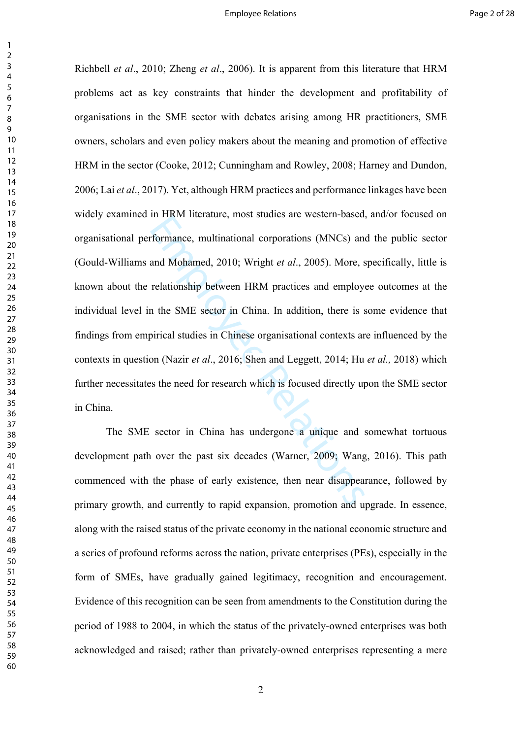Richbell *et al*., 2010; Zheng *et al*., 2006). It is apparent from this literature that HRM problems act as key constraints that hinder the development and profitability of organisations in the SME sector with debates arising among HR practitioners, SME owners, scholars and even policy makers about the meaning and promotion of effective HRM in the sector (Cooke, 2012; Cunningham and Rowley, 2008; Harney and Dundon, 2006; Lai *et al*., 2017). Yet, although HRM practices and performance linkages have been widely examined in HRM literature, most studies are western-based, and/or focused on organisational performance, multinational corporations (MNCs) and the public sector (Gould-Williams and Mohamed, 2010; Wright *et al*., 2005). More, specifically, little is known about the relationship between HRM practices and employee outcomes at the individual level in the SME sector in China. In addition, there is some evidence that findings from empirical studies in Chinese organisational contexts are influenced by the contexts in question (Nazir *et al*., 2016; Shen and Leggett, 2014; Hu *et al.,* 2018) which further necessitates the need for research which is focused directly upon the SME sector in China.

The SME sector in China has undergone a unique and somewhat tortuous development path over the past six decades (Warner, 2009; Wang, 2016). This path commenced with the phase of early existence, then near disappearance, followed by primary growth, and currently to rapid expansion, promotion and upgrade. In essence, along with the raised status of the private economy in the national economic structure and a series of profound reforms across the nation, private enterprises (PEs), especially in the form of SMEs, have gradually gained legitimacy, recognition and encouragement. Evidence of this recognition can be seen from amendments to the Constitution during the period of 1988 to 2004, in which the status of the privately-owned enterprises was both acknowledged and raised; rather than privately-owned enterprises representing a mere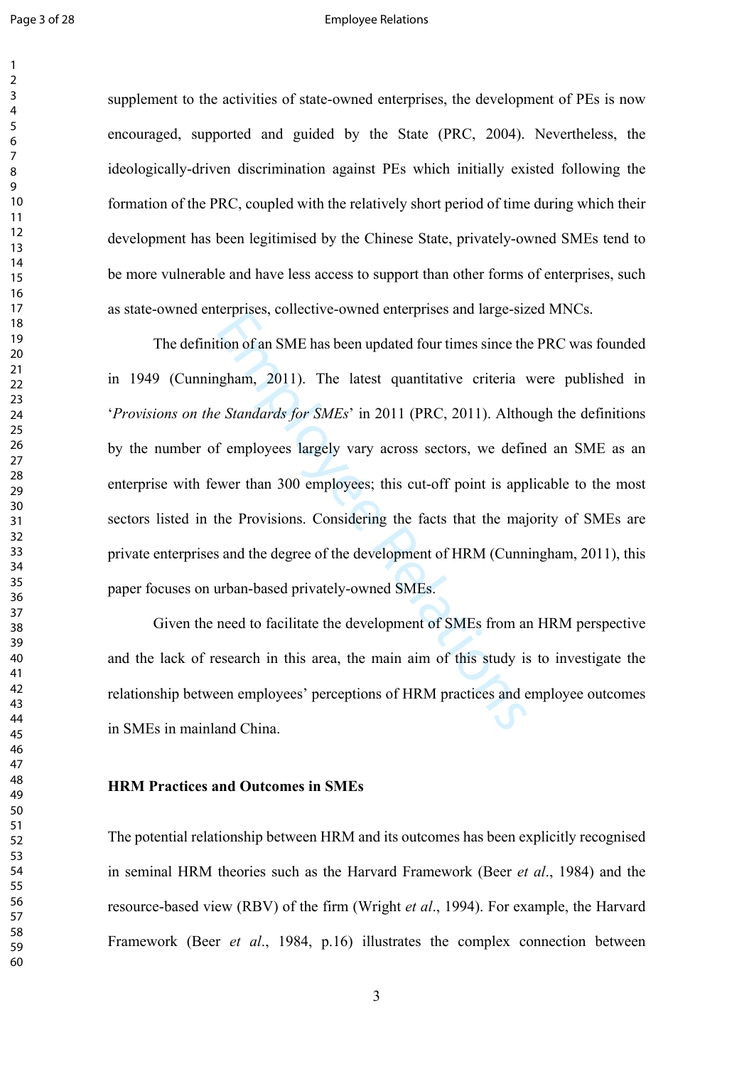supplement to the activities of state-owned enterprises, the development of PEs is now encouraged, supported and guided by the State (PRC, 2004). Nevertheless, the ideologically-driven discrimination against PEs which initially existed following the formation of the PRC, coupled with the relatively short period of time during which their development has been legitimised by the Chinese State, privately-owned SMEs tend to be more vulnerable and have less access to support than other forms of enterprises, such as state-owned enterprises, collective-owned enterprises and large-sized MNCs.

The definition of an SME has been updated four times since the PRC was founded in 1949 (Cunningham, 2011). The latest quantitative criteria were published in '*Provisions on the Standards for SMEs*' in 2011 (PRC, 2011). Although the definitions by the number of employees largely vary across sectors, we defined an SME as an enterprise with fewer than 300 employees; this cut-off point is applicable to the most sectors listed in the Provisions. Considering the facts that the majority of SMEs are private enterprises and the degree of the development of HRM (Cunningham, 2011), this paper focuses on urban-based privately-owned SMEs.

Given the need to facilitate the development of SMEs from an HRM perspective and the lack of research in this area, the main aim of this study is to investigate the relationship between employees' perceptions of HRM practices and employee outcomes in SMEs in mainland China.

## HRM Practices and Outcomes in SMEs

The potential relationship between HRM and its outcomes has been explicitly recognised in seminal HRM theories such as the Harvard Framework (Beer *et al*., 1984) and the resource-based view (RBV) of the firm (Wright *et al*., 1994). For example, the Harvard Framework (Beer *et al*., 1984, p.16) illustrates the complex connection between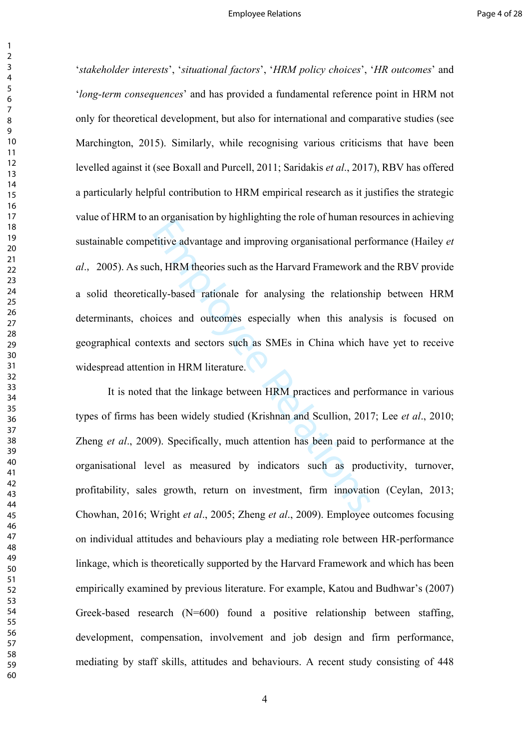'*stakeholder interests*', '*situational factors*', '*HRM policy choices*', '*HR outcomes*' and '*long-term consequences*' and has provided a fundamental reference point in HRM not only for theoretical development, but also for international and comparative studies (see Marchington, 2015). Similarly, while recognising various criticisms that have been levelled against it (see Boxall and Purcell, 2011; Saridakis *et al*., 2017), RBV has offered a particularly helpful contribution to HRM empirical research as it justifies the strategic value of HRM to an organisation by highlighting the role of human resources in achieving sustainable competitive advantage and improving organisational performance (Hailey *et al*., 2005). As such, HRM theories such as the Harvard Framework and the RBV provide a solid theoretically-based rationale for analysing the relationship between HRM determinants, choices and outcomes especially when this analysis is focused on geographical contexts and sectors such as SMEs in China which have yet to receive widespread attention in HRM literature.

It is noted that the linkage between HRM practices and performance in various types of firms has been widely studied (Krishnan and Scullion, 2017; Lee *et al*., 2010; Zheng *et al*., 2009). Specifically, much attention has been paid to performance at the organisational level as measured by indicators such as productivity, turnover, profitability, sales growth, return on investment, firm innovation (Ceylan, 2013; Chowhan, 2016; Wright *et al*., 2005; Zheng *et al*., 2009). Employee outcomes focusing on individual attitudes and behaviours play a mediating role between HR-performance linkage, which is theoretically supported by the Harvard Framework and which has been empirically examined by previous literature. For example, Katou and Budhwar's (2007) Greek-based research (N=600) found a positive relationship between staffing, development, compensation, involvement and job design and firm performance, mediating by staff skills, attitudes and behaviours. A recent study consisting of 448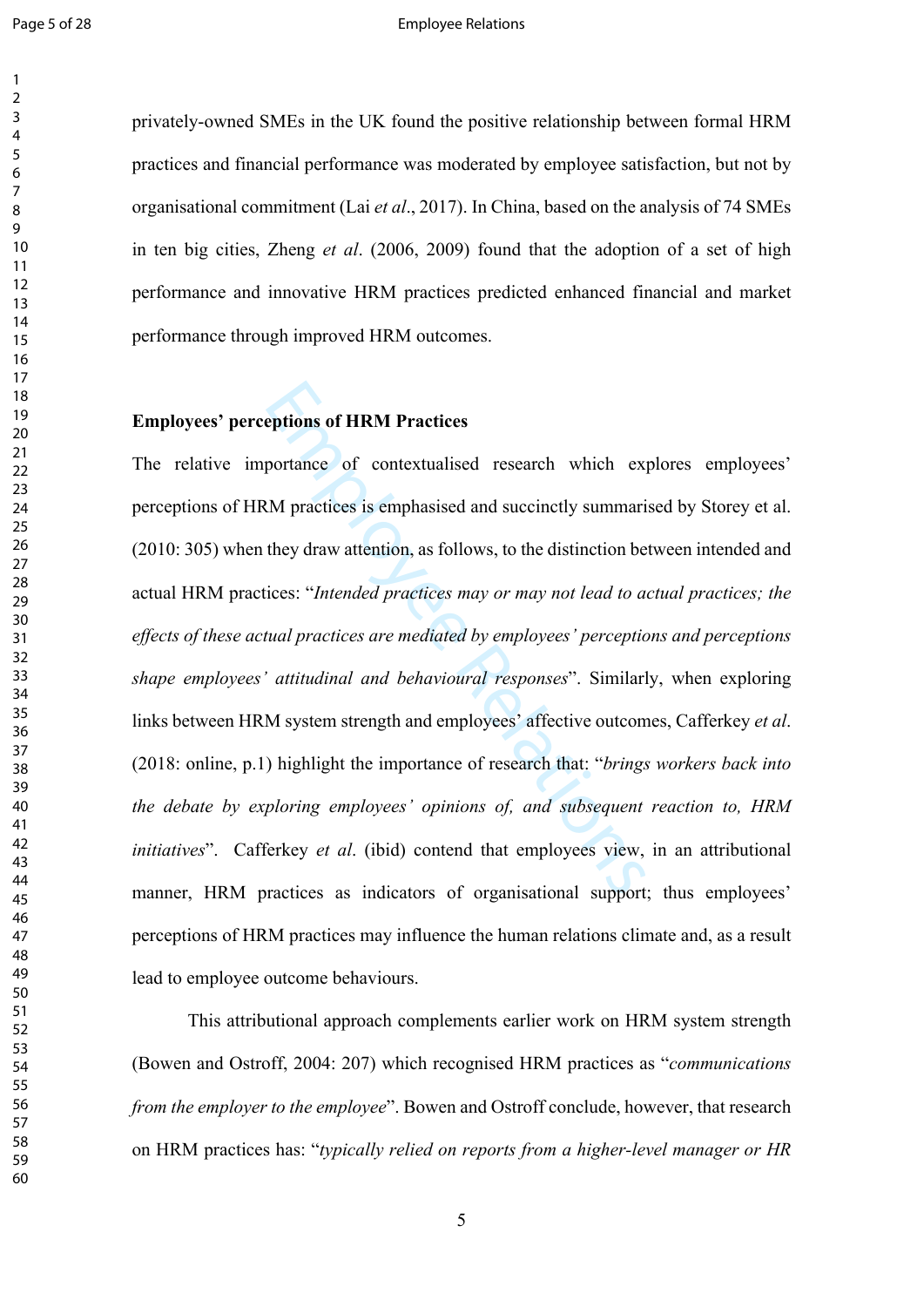privately-owned SMEs in the UK found the positive relationship between formal HRM practices and financial performance was moderated by employee satisfaction, but not by organisational commitment (Lai *et al*., 2017). In China, based on the analysis of 74 SMEs in ten big cities, Zheng *et al*. (2006, 2009) found that the adoption of a set of high performance and innovative HRM practices predicted enhanced financial and market performance through improved HRM outcomes.

**Employees' perceptions of HRM Practices**

The relative importance of contextualised research which explores employees' perceptions of HRM practices is emphasised and succinctly summarised by Storey et al. (2010: 305) when they draw attention, as follows, to the distinction between intended and actual HRM practices: "*Intended practices may or may not lead to actual practices; the effects of these actual practices are mediated by employees' perceptions and perceptions shape employees' attitudinal and behavioural responses*". Similarly, when exploring links between HRM system strength and employees' affective outcomes, Cafferkey *et al*. (2018: online, p.1) highlight the importance of research that: "*brings workers back into the debate by exploring employees' opinions of, and subsequent reaction to, HRM initiatives*". Cafferkey *et al*. (ibid) contend that employees view, in an attributional manner, HRM practices as indicators of organisational support; thus employees' perceptions of HRM practices may influence the human relations climate and, as a result lead to employee outcome behaviours.

This attributional approach complements earlier work on HRM system strength (Bowen and Ostroff, 2004: 207) which recognised HRM practices as "*communications from the employer to the employee*". Bowen and Ostroff conclude, however, that research on HRM practices has: "*typically relied on reports from a higher-level manager or HR*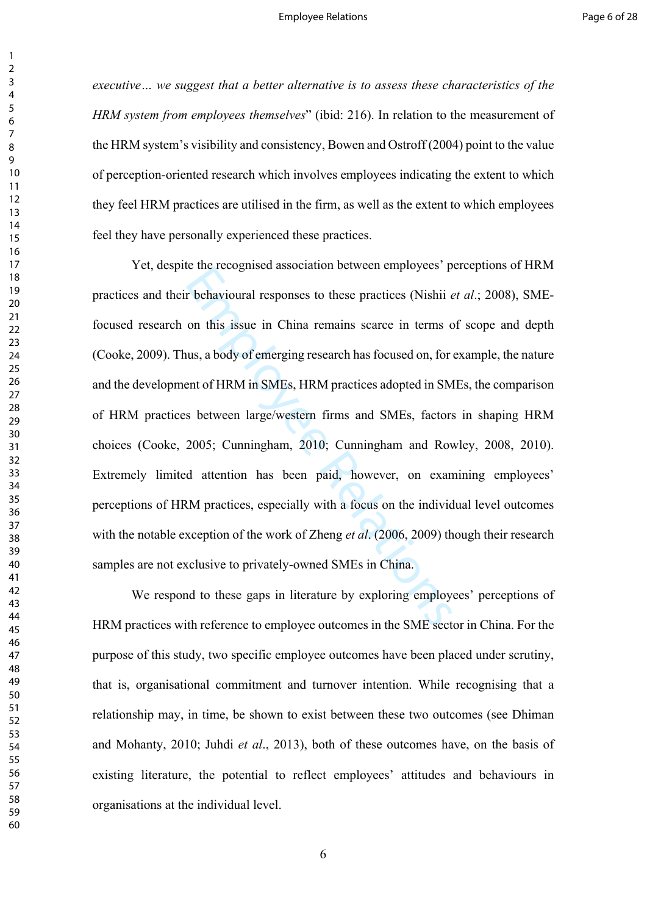*executive… we suggest that a better alternative is to assess these characteristics of the HRM system from employees themselves*" (ibid: 216). In relation to the measurement of the HRM system's visibility and consistency, Bowen and Ostroff (2004) point to the value of perception-oriented research which involves employees indicating the extent to which they feel HRM practices are utilised in the firm, as well as the extent to which employees feel they have personally experienced these practices.

Yet, despite the recognised association between employees' perceptions of HRM practices and their behavioural responses to these practices (Nishii *et al*.; 2008), SME-focused research on this issue in China remains scarce in terms of scope and depth (Cooke, 2009). Thus, a body of emerging research has focused on, for example, the nature and the development of HRM in SMEs, HRM practices adopted in SMEs, the comparison of HRM practices between large/western firms and SMEs, factors in shaping HRM choices (Cooke, 2005; Cunningham, 2010; Cunningham and Rowley, 2008, 2010). Extremely limited attention has been paid, however, on examining employees' perceptions of HRM practices, especially with a focus on the individual level outcomes with the notable exception of the work of Zheng *et al*. (2006, 2009) though their research samples are not exclusive to privately-owned SMEs in China.

We respond to these gaps in literature by exploring employees' perceptions of HRM practices with reference to employee outcomes in the SME sector in China. For the purpose of this study, two specific employee outcomes have been placed under scrutiny, that is, organisational commitment and turnover intention. While recognising that a relationship may, in time, be shown to exist between these two outcomes (see Dhiman and Mohanty, 2010; Juhdi *et al*., 2013), both of these outcomes have, on the basis of existing literature, the potential to reflect employees' attitudes and behaviours in organisations at the individual level.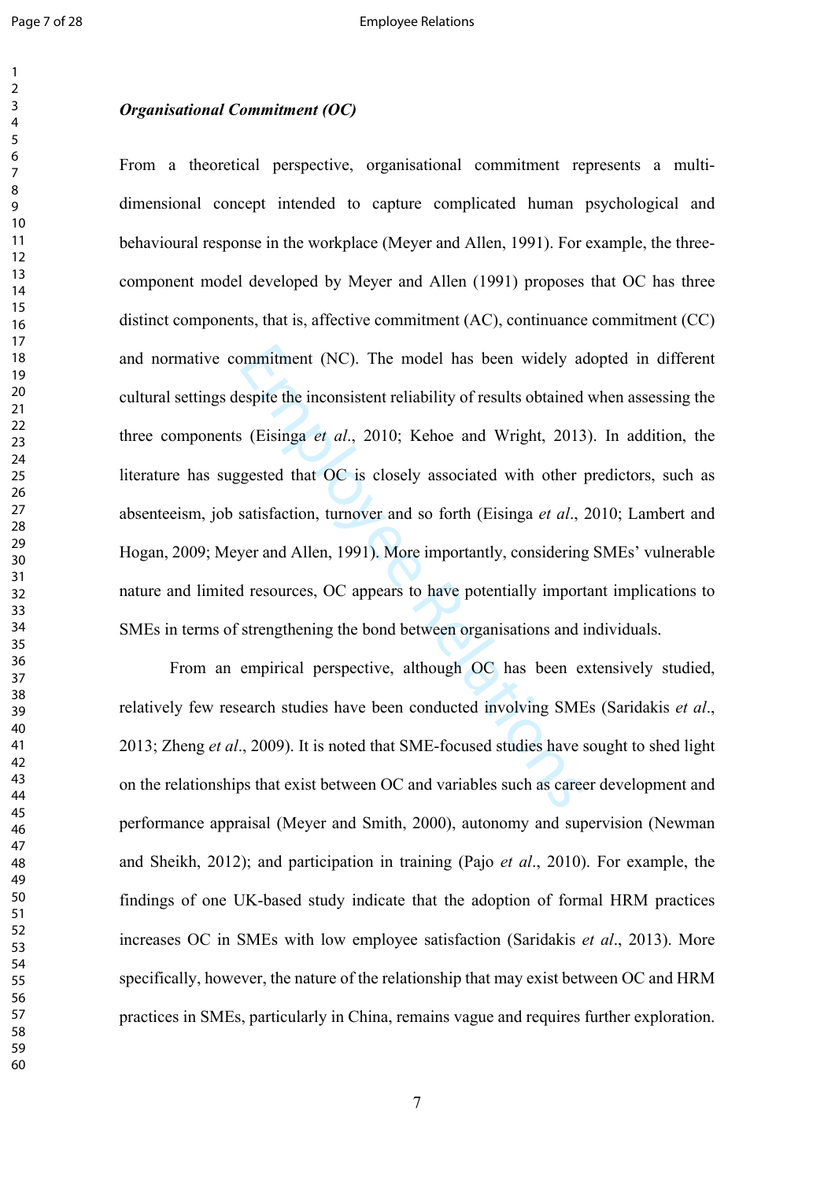### *Organisational Commitment (OC)*

From a theoretical perspective, organisational commitment represents a multi-dimensional concept intended to capture complicated human psychological and behavioural response in the workplace (Meyer and Allen, 1991). For example, the three-component model developed by Meyer and Allen (1991) proposes that OC has three distinct components, that is, affective commitment (AC), continuance commitment (CC) and normative commitment (NC). The model has been widely adopted in different cultural settings despite the inconsistent reliability of results obtained when assessing the three components (Eisinga *et al*., 2010; Kehoe and Wright, 2013). In addition, the literature has suggested that OC is closely associated with other predictors, such as absenteeism, job satisfaction, turnover and so forth (Eisinga *et al*., 2010; Lambert and Hogan, 2009; Meyer and Allen, 1991). More importantly, considering SMEs' vulnerable nature and limited resources, OC appears to have potentially important implications to SMEs in terms of strengthening the bond between organisations and individuals.

From an empirical perspective, although OC has been extensively studied, relatively few research studies have been conducted involving SMEs (Saridakis *et al*., 2013; Zheng *et al*., 2009). It is noted that SME-focused studies have sought to shed light on the relationships that exist between OC and variables such as career development and performance appraisal (Meyer and Smith, 2000), autonomy and supervision (Newman and Sheikh, 2012); and participation in training (Pajo *et al*., 2010). For example, the findings of one UK-based study indicate that the adoption of formal HRM practices increases OC in SMEs with low employee satisfaction (Saridakis *et al*., 2013). More specifically, however, the nature of the relationship that may exist between OC and HRM practices in SMEs, particularly in China, remains vague and requires further exploration.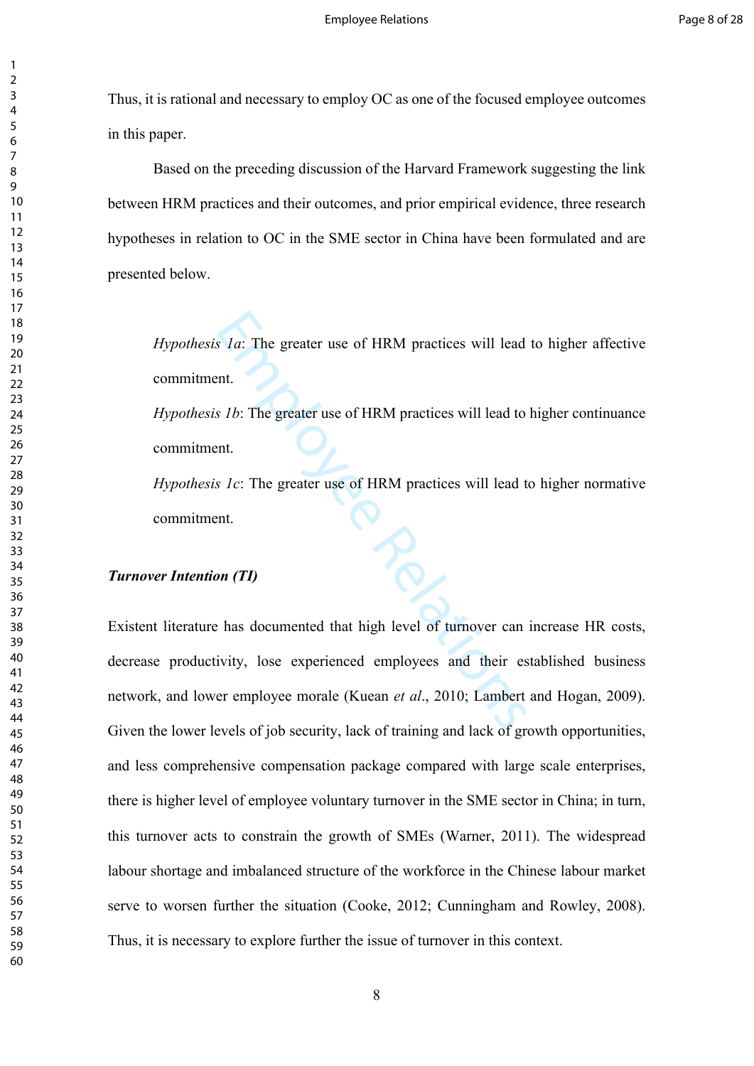Thus, it is rational and necessary to employ OC as one of the focused employee outcomes in this paper.

Based on the preceding discussion of the Harvard Framework suggesting the link between HRM practices and their outcomes, and prior empirical evidence, three research hypotheses in relation to OC in the SME sector in China have been formulated and are presented below.

> *Hypothesis 1a*: The greater use of HRM practices will lead to higher affective commitment.
>
> *Hypothesis 1b*: The greater use of HRM practices will lead to higher continuance commitment.
>
> *Hypothesis 1c*: The greater use of HRM practices will lead to higher normative commitment.

***Turnover Intention (TI)***

Existent literature has documented that high level of turnover can increase HR costs, decrease productivity, lose experienced employees and their established business network, and lower employee morale (Kuean *et al*., 2010; Lambert and Hogan, 2009). Given the lower levels of job security, lack of training and lack of growth opportunities, and less comprehensive compensation package compared with large scale enterprises, there is higher level of employee voluntary turnover in the SME sector in China; in turn, this turnover acts to constrain the growth of SMEs (Warner, 2011). The widespread labour shortage and imbalanced structure of the workforce in the Chinese labour market serve to worsen further the situation (Cooke, 2012; Cunningham and Rowley, 2008). Thus, it is necessary to explore further the issue of turnover in this context.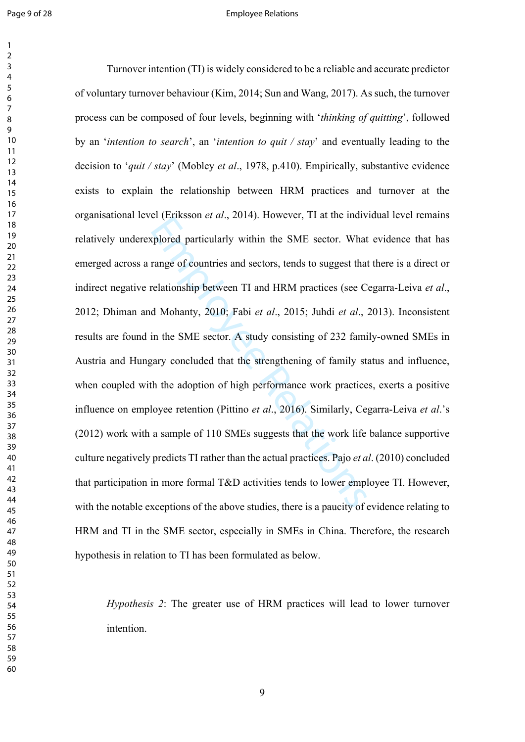Turnover intention (TI) is widely considered to be a reliable and accurate predictor of voluntary turnover behaviour (Kim, 2014; Sun and Wang, 2017). As such, the turnover process can be composed of four levels, beginning with '*thinking of quitting*', followed by an '*intention to search*', an '*intention to quit / stay*' and eventually leading to the decision to '*quit / stay*' (Mobley *et al*., 1978, p.410). Empirically, substantive evidence exists to explain the relationship between HRM practices and turnover at the organisational level (Eriksson *et al*., 2014). However, TI at the individual level remains relatively underexplored particularly within the SME sector. What evidence that has emerged across a range of countries and sectors, tends to suggest that there is a direct or indirect negative relationship between TI and HRM practices (see Cegarra-Leiva *et al*., 2012; Dhiman and Mohanty, 2010; Fabi *et al*., 2015; Juhdi *et al*., 2013). Inconsistent results are found in the SME sector. A study consisting of 232 family-owned SMEs in Austria and Hungary concluded that the strengthening of family status and influence, when coupled with the adoption of high performance work practices, exerts a positive influence on employee retention (Pittino *et al*., 2016). Similarly, Cegarra-Leiva *et al*.'s (2012) work with a sample of 110 SMEs suggests that the work life balance supportive culture negatively predicts TI rather than the actual practices. Pajo *et al*. (2010) concluded that participation in more formal T&D activities tends to lower employee TI. However, with the notable exceptions of the above studies, there is a paucity of evidence relating to HRM and TI in the SME sector, especially in SMEs in China. Therefore, the research hypothesis in relation to TI has been formulated as below.

> *Hypothesis 2*: The greater use of HRM practices will lead to lower turnover intention.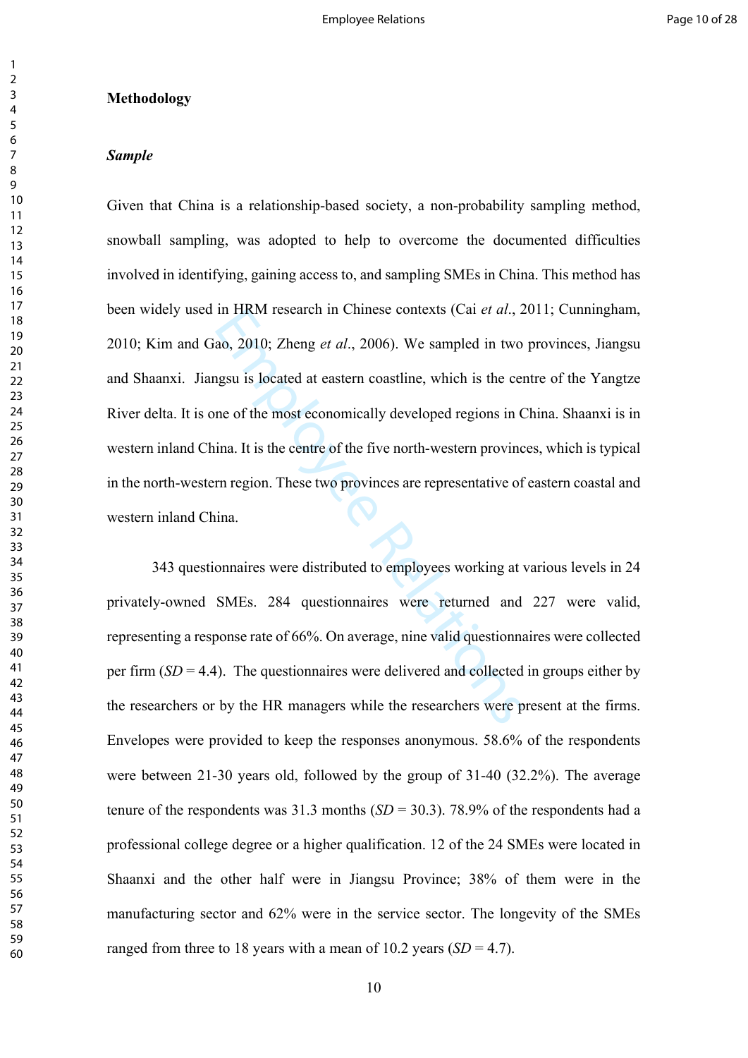# Methodology

### *Sample*

Given that China is a relationship-based society, a non-probability sampling method, snowball sampling, was adopted to help to overcome the documented difficulties involved in identifying, gaining access to, and sampling SMEs in China. This method has been widely used in HRM research in Chinese contexts (Cai *et al*., 2011; Cunningham, 2010; Kim and Gao, 2010; Zheng *et al*., 2006). We sampled in two provinces, Jiangsu and Shaanxi. Jiangsu is located at eastern coastline, which is the centre of the Yangtze River delta. It is one of the most economically developed regions in China. Shaanxi is in western inland China. It is the centre of the five north-western provinces, which is typical in the north-western region. These two provinces are representative of eastern coastal and western inland China.

343 questionnaires were distributed to employees working at various levels in 24 privately-owned SMEs. 284 questionnaires were returned and 227 were valid, representing a response rate of 66%. On average, nine valid questionnaires were collected per firm (*SD* = 4.4). The questionnaires were delivered and collected in groups either by the researchers or by the HR managers while the researchers were present at the firms. Envelopes were provided to keep the responses anonymous. 58.6% of the respondents were between 21-30 years old, followed by the group of 31-40 (32.2%). The average tenure of the respondents was 31.3 months (*SD* = 30.3). 78.9% of the respondents had a professional college degree or a higher qualification. 12 of the 24 SMEs were located in Shaanxi and the other half were in Jiangsu Province; 38% of them were in the manufacturing sector and 62% were in the service sector. The longevity of the SMEs ranged from three to 18 years with a mean of 10.2 years (*SD* = 4.7).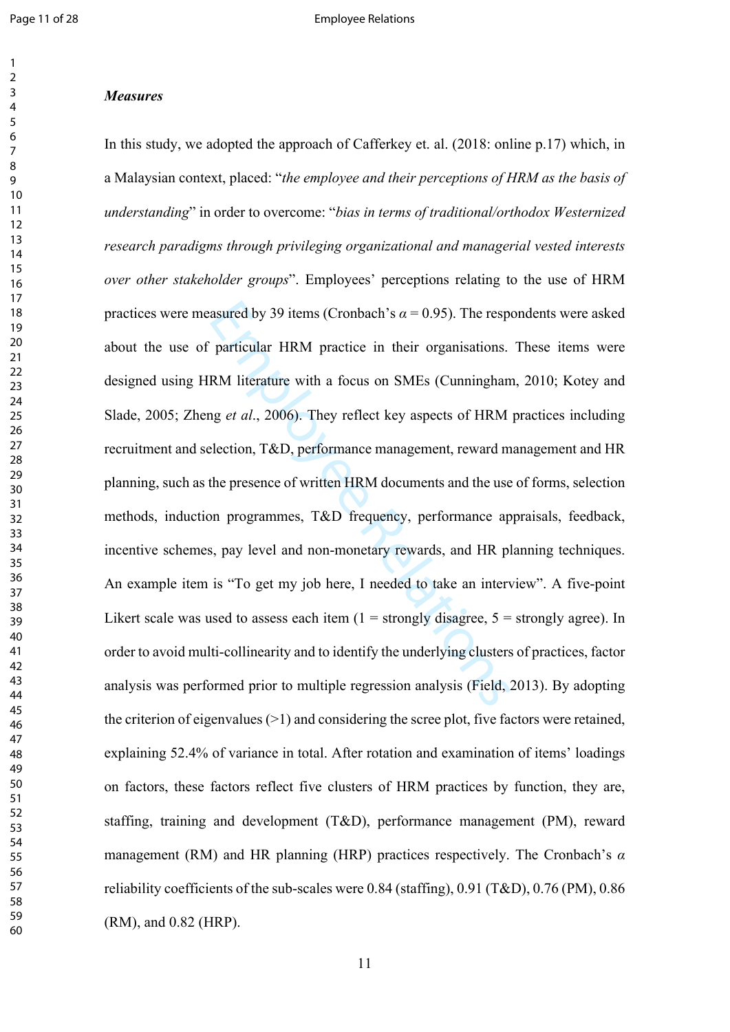***Measures***

In this study, we adopted the approach of Cafferkey et. al. (2018: online p.17) which, in a Malaysian context, placed: "*the employee and their perceptions of HRM as the basis of understanding*" in order to overcome: "*bias in terms of traditional/orthodox Westernized research paradigms through privileging organizational and managerial vested interests over other stakeholder groups*". Employees' perceptions relating to the use of HRM practices were measured by 39 items (Cronbach's $\alpha = 0.95$). The respondents were asked about the use of particular HRM practice in their organisations. These items were designed using HRM literature with a focus on SMEs (Cunningham, 2010; Kotey and Slade, 2005; Zheng *et al*., 2006). They reflect key aspects of HRM practices including recruitment and selection, T&D, performance management, reward management and HR planning, such as the presence of written HRM documents and the use of forms, selection methods, induction programmes, T&D frequency, performance appraisals, feedback, incentive schemes, pay level and non-monetary rewards, and HR planning techniques. An example item is "To get my job here, I needed to take an interview". A five-point Likert scale was used to assess each item (1 = strongly disagree, 5 = strongly agree). In order to avoid multi-collinearity and to identify the underlying clusters of practices, factor analysis was performed prior to multiple regression analysis (Field, 2013). By adopting the criterion of eigenvalues (>1) and considering the scree plot, five factors were retained, explaining 52.4% of variance in total. After rotation and examination of items' loadings on factors, these factors reflect five clusters of HRM practices by function, they are, staffing, training and development (T&D), performance management (PM), reward management (RM) and HR planning (HRP) practices respectively. The Cronbach's $\alpha$ reliability coefficients of the sub-scales were 0.84 (staffing), 0.91 (T&D), 0.76 (PM), 0.86 (RM), and 0.82 (HRP).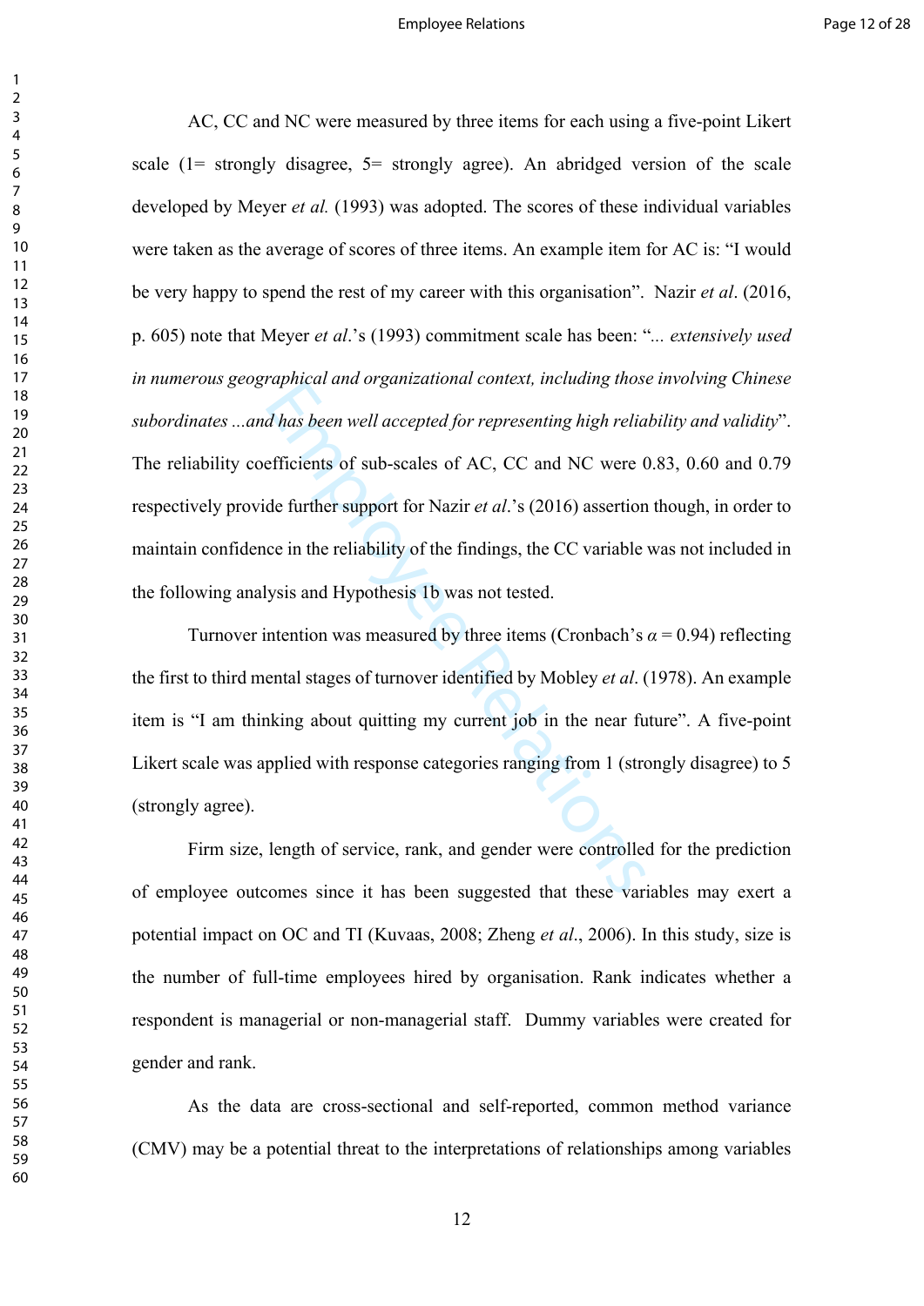AC, CC and NC were measured by three items for each using a five-point Likert scale (1= strongly disagree, 5= strongly agree). An abridged version of the scale developed by Meyer *et al.* (1993) was adopted. The scores of these individual variables were taken as the average of scores of three items. An example item for AC is: "I would be very happy to spend the rest of my career with this organisation". Nazir *et al*. (2016, p. 605) note that Meyer *et al*.'s (1993) commitment scale has been: "*... extensively used in numerous geographical and organizational context, including those involving Chinese subordinates ...and has been well accepted for representing high reliability and validity*". The reliability coefficients of sub-scales of AC, CC and NC were 0.83, 0.60 and 0.79 respectively provide further support for Nazir *et al*.'s (2016) assertion though, in order to maintain confidence in the reliability of the findings, the CC variable was not included in the following analysis and Hypothesis 1b was not tested.

Turnover intention was measured by three items (Cronbach's $\alpha = 0.94$) reflecting the first to third mental stages of turnover identified by Mobley *et al*. (1978). An example item is "I am thinking about quitting my current job in the near future". A five-point Likert scale was applied with response categories ranging from 1 (strongly disagree) to 5 (strongly agree).

Firm size, length of service, rank, and gender were controlled for the prediction of employee outcomes since it has been suggested that these variables may exert a potential impact on OC and TI (Kuvaas, 2008; Zheng *et al*., 2006). In this study, size is the number of full-time employees hired by organisation. Rank indicates whether a respondent is managerial or non-managerial staff. Dummy variables were created for gender and rank.

As the data are cross-sectional and self-reported, common method variance (CMV) may be a potential threat to the interpretations of relationships among variables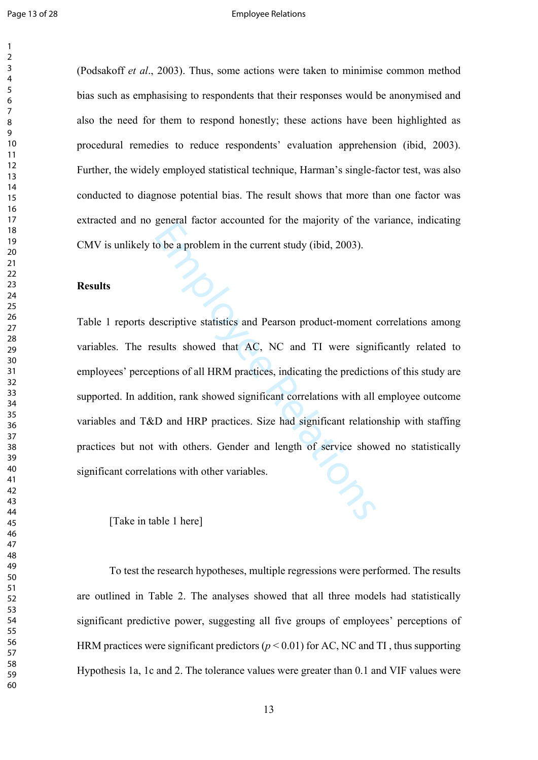(Podsakoff *et al*., 2003). Thus, some actions were taken to minimise common method bias such as emphasising to respondents that their responses would be anonymised and also the need for them to respond honestly; these actions have been highlighted as procedural remedies to reduce respondents' evaluation apprehension (ibid, 2003). Further, the widely employed statistical technique, Harman's single-factor test, was also conducted to diagnose potential bias. The result shows that more than one factor was extracted and no general factor accounted for the majority of the variance, indicating CMV is unlikely to be a problem in the current study (ibid, 2003).

**Results**

Table 1 reports descriptive statistics and Pearson product-moment correlations among variables. The results showed that AC, NC and TI were significantly related to employees' perceptions of all HRM practices, indicating the predictions of this study are supported. In addition, rank showed significant correlations with all employee outcome variables and T&D and HRP practices. Size had significant relationship with staffing practices but not with others. Gender and length of service showed no statistically significant correlations with other variables.

[Take in table 1 here]

To test the research hypotheses, multiple regressions were performed. The results are outlined in Table 2. The analyses showed that all three models had statistically significant predictive power, suggesting all five groups of employees' perceptions of HRM practices were significant predictors ($p < 0.01$) for AC, NC and TI , thus supporting Hypothesis 1a, 1c and 2. The tolerance values were greater than 0.1 and VIF values were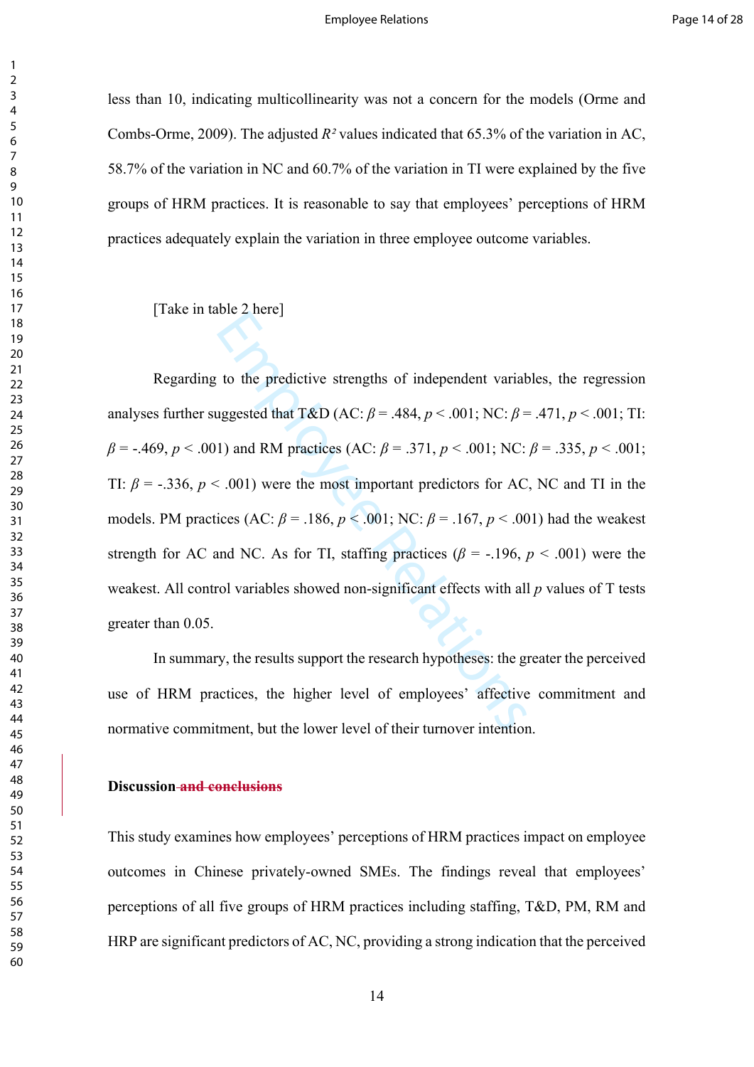less than 10, indicating multicollinearity was not a concern for the models (Orme and Combs-Orme, 2009). The adjusted $R^2$ values indicated that 65.3% of the variation in AC, 58.7% of the variation in NC and 60.7% of the variation in TI were explained by the five groups of HRM practices. It is reasonable to say that employees' perceptions of HRM practices adequately explain the variation in three employee outcome variables.

[Take in table 2 here]

Regarding to the predictive strengths of independent variables, the regression analyses further suggested that T&D (AC: $\beta = .484$, $p < .001$; NC: $\beta = .471$, $p < .001$; TI: $\beta = -.469$, $p < .001$) and RM practices (AC: $\beta = .371$, $p < .001$; NC: $\beta = .335$, $p < .001$; TI: $\beta = -.336$, $p < .001$) were the most important predictors for AC, NC and TI in the models. PM practices (AC: $\beta = .186$, $p < .001$; NC: $\beta = .167$, $p < .001$) had the weakest strength for AC and NC. As for TI, staffing practices ($\beta = -.196$, $p < .001$) were the weakest. All control variables showed non-significant effects with all $p$ values of T tests greater than 0.05.

In summary, the results support the research hypotheses: the greater the perceived use of HRM practices, the higher level of employees' affective commitment and normative commitment, but the lower level of their turnover intention.

## Discussion ~~and conclusions~~

This study examines how employees' perceptions of HRM practices impact on employee outcomes in Chinese privately-owned SMEs. The findings reveal that employees' perceptions of all five groups of HRM practices including staffing, T&D, PM, RM and HRP are significant predictors of AC, NC, providing a strong indication that the perceived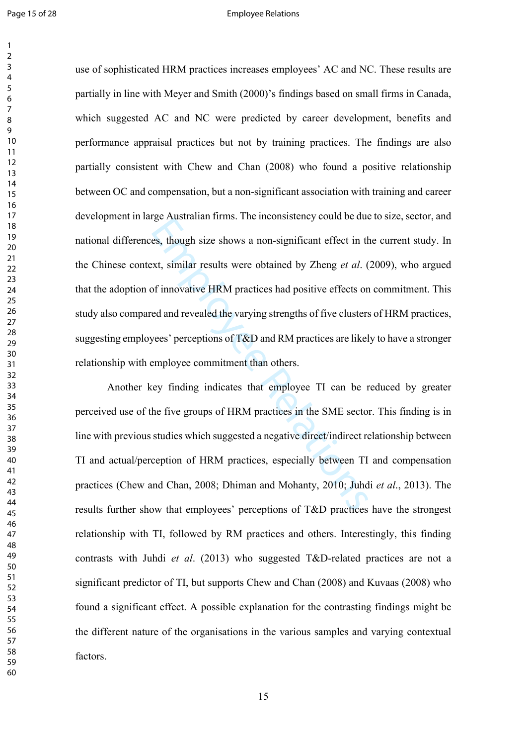use of sophisticated HRM practices increases employees' AC and NC. These results are partially in line with Meyer and Smith (2000)'s findings based on small firms in Canada, which suggested AC and NC were predicted by career development, benefits and performance appraisal practices but not by training practices. The findings are also partially consistent with Chew and Chan (2008) who found a positive relationship between OC and compensation, but a non-significant association with training and career development in large Australian firms. The inconsistency could be due to size, sector, and national differences, though size shows a non-significant effect in the current study. In the Chinese context, similar results were obtained by Zheng *et al*. (2009), who argued that the adoption of innovative HRM practices had positive effects on commitment. This study also compared and revealed the varying strengths of five clusters of HRM practices, suggesting employees' perceptions of T&D and RM practices are likely to have a stronger relationship with employee commitment than others.

Another key finding indicates that employee TI can be reduced by greater perceived use of the five groups of HRM practices in the SME sector. This finding is in line with previous studies which suggested a negative direct/indirect relationship between TI and actual/perception of HRM practices, especially between TI and compensation practices (Chew and Chan, 2008; Dhiman and Mohanty, 2010; Juhdi *et al*., 2013). The results further show that employees' perceptions of T&D practices have the strongest relationship with TI, followed by RM practices and others. Interestingly, this finding contrasts with Juhdi *et al*. (2013) who suggested T&D-related practices are not a significant predictor of TI, but supports Chew and Chan (2008) and Kuvaas (2008) who found a significant effect. A possible explanation for the contrasting findings might be the different nature of the organisations in the various samples and varying contextual factors.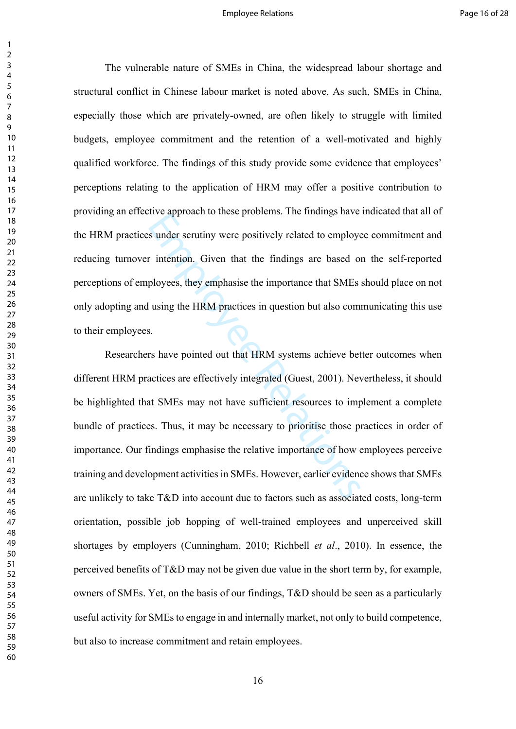The vulnerable nature of SMEs in China, the widespread labour shortage and structural conflict in Chinese labour market is noted above. As such, SMEs in China, especially those which are privately-owned, are often likely to struggle with limited budgets, employee commitment and the retention of a well-motivated and highly qualified workforce. The findings of this study provide some evidence that employees' perceptions relating to the application of HRM may offer a positive contribution to providing an effective approach to these problems. The findings have indicated that all of the HRM practices under scrutiny were positively related to employee commitment and reducing turnover intention. Given that the findings are based on the self-reported perceptions of employees, they emphasise the importance that SMEs should place on not only adopting and using the HRM practices in question but also communicating this use to their employees.

Researchers have pointed out that HRM systems achieve better outcomes when different HRM practices are effectively integrated (Guest, 2001). Nevertheless, it should be highlighted that SMEs may not have sufficient resources to implement a complete bundle of practices. Thus, it may be necessary to prioritise those practices in order of importance. Our findings emphasise the relative importance of how employees perceive training and development activities in SMEs. However, earlier evidence shows that SMEs are unlikely to take T&D into account due to factors such as associated costs, long-term orientation, possible job hopping of well-trained employees and unperceived skill shortages by employers (Cunningham, 2010; Richbell *et al*., 2010). In essence, the perceived benefits of T&D may not be given due value in the short term by, for example, owners of SMEs. Yet, on the basis of our findings, T&D should be seen as a particularly useful activity for SMEs to engage in and internally market, not only to build competence, but also to increase commitment and retain employees.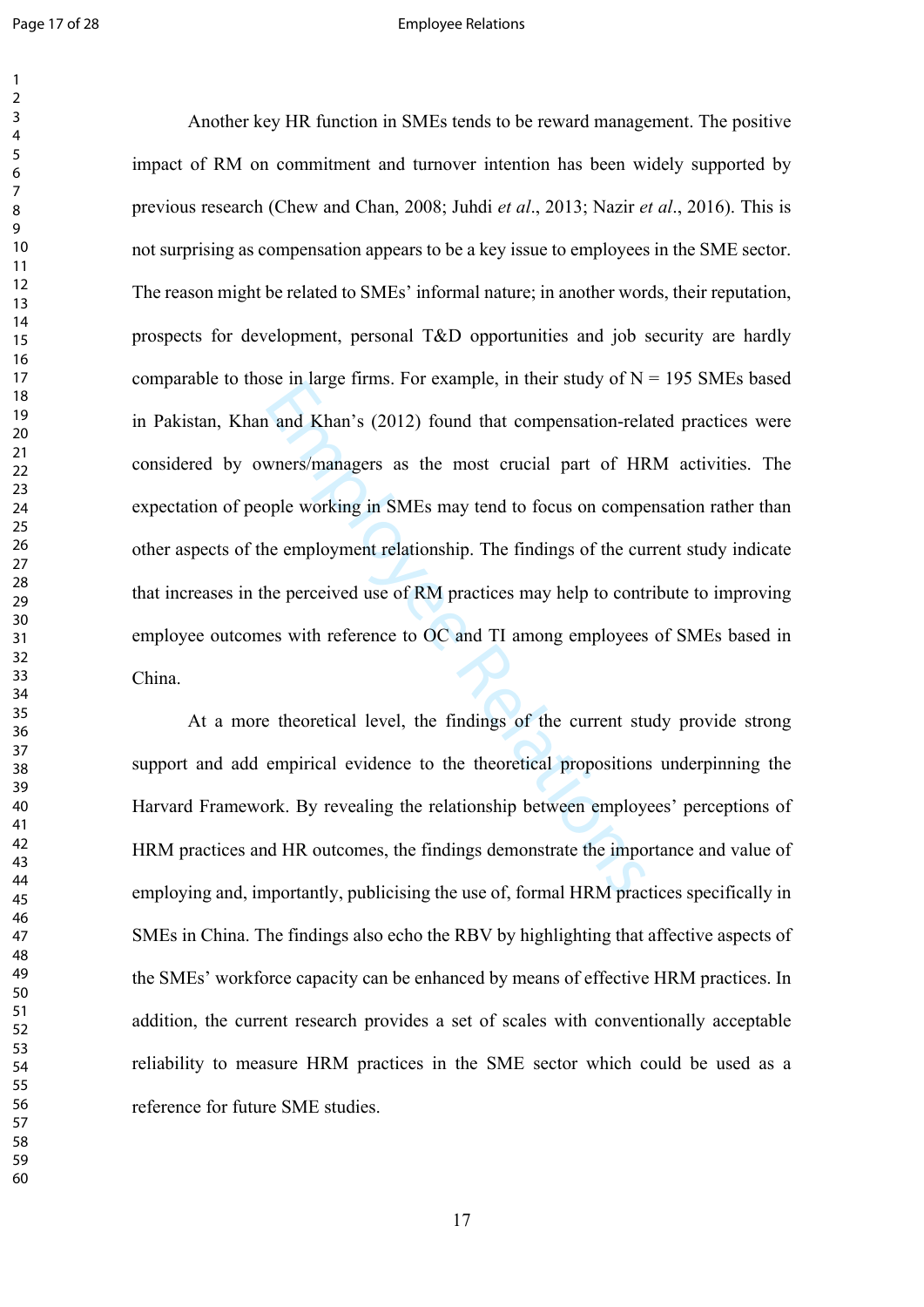Another key HR function in SMEs tends to be reward management. The positive impact of RM on commitment and turnover intention has been widely supported by previous research (Chew and Chan, 2008; Juhdi *et al*., 2013; Nazir *et al*., 2016). This is not surprising as compensation appears to be a key issue to employees in the SME sector. The reason might be related to SMEs' informal nature; in another words, their reputation, prospects for development, personal T&D opportunities and job security are hardly comparable to those in large firms. For example, in their study of N = 195 SMEs based in Pakistan, Khan and Khan's (2012) found that compensation-related practices were considered by owners/managers as the most crucial part of HRM activities. The expectation of people working in SMEs may tend to focus on compensation rather than other aspects of the employment relationship. The findings of the current study indicate that increases in the perceived use of RM practices may help to contribute to improving employee outcomes with reference to OC and TI among employees of SMEs based in China.

At a more theoretical level, the findings of the current study provide strong support and add empirical evidence to the theoretical propositions underpinning the Harvard Framework. By revealing the relationship between employees' perceptions of HRM practices and HR outcomes, the findings demonstrate the importance and value of employing and, importantly, publicising the use of, formal HRM practices specifically in SMEs in China. The findings also echo the RBV by highlighting that affective aspects of the SMEs' workforce capacity can be enhanced by means of effective HRM practices. In addition, the current research provides a set of scales with conventionally acceptable reliability to measure HRM practices in the SME sector which could be used as a reference for future SME studies.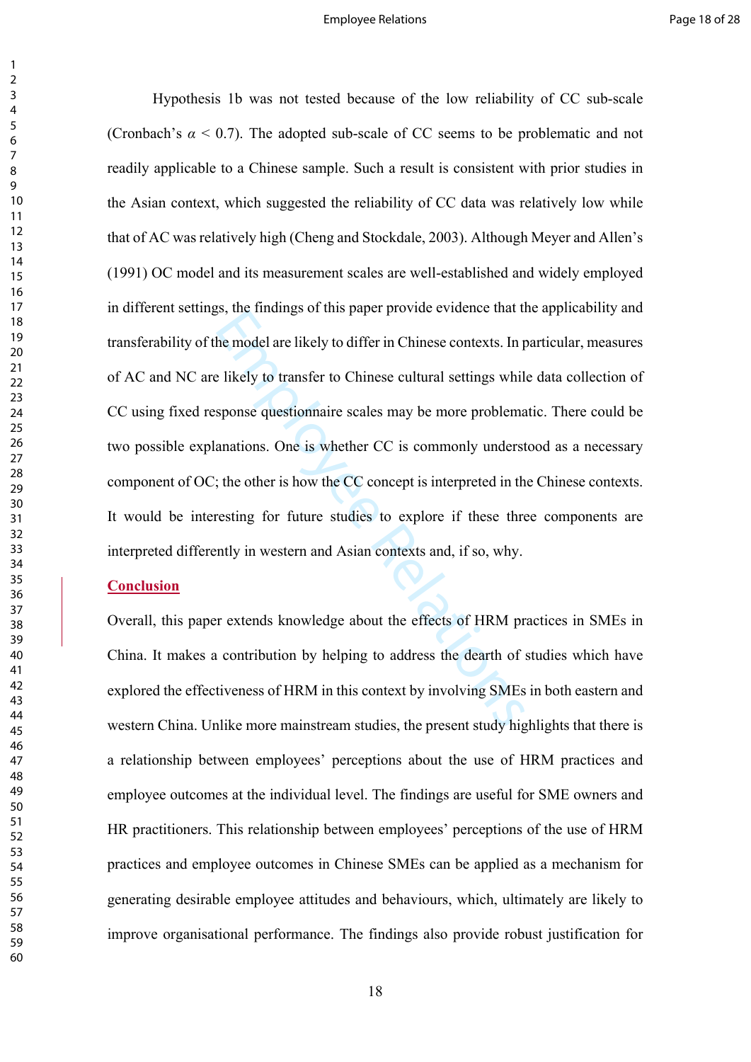Hypothesis 1b was not tested because of the low reliability of CC sub-scale (Cronbach's $\alpha < 0.7$). The adopted sub-scale of CC seems to be problematic and not readily applicable to a Chinese sample. Such a result is consistent with prior studies in the Asian context, which suggested the reliability of CC data was relatively low while that of AC was relatively high (Cheng and Stockdale, 2003). Although Meyer and Allen's (1991) OC model and its measurement scales are well-established and widely employed in different settings, the findings of this paper provide evidence that the applicability and transferability of the model are likely to differ in Chinese contexts. In particular, measures of AC and NC are likely to transfer to Chinese cultural settings while data collection of CC using fixed response questionnaire scales may be more problematic. There could be two possible explanations. One is whether CC is commonly understood as a necessary component of OC; the other is how the CC concept is interpreted in the Chinese contexts. It would be interesting for future studies to explore if these three components are interpreted differently in western and Asian contexts and, if so, why.

## Conclusion

Overall, this paper extends knowledge about the effects of HRM practices in SMEs in China. It makes a contribution by helping to address the dearth of studies which have explored the effectiveness of HRM in this context by involving SMEs in both eastern and western China. Unlike more mainstream studies, the present study highlights that there is a relationship between employees' perceptions about the use of HRM practices and employee outcomes at the individual level. The findings are useful for SME owners and HR practitioners. This relationship between employees' perceptions of the use of HRM practices and employee outcomes in Chinese SMEs can be applied as a mechanism for generating desirable employee attitudes and behaviours, which, ultimately are likely to improve organisational performance. The findings also provide robust justification for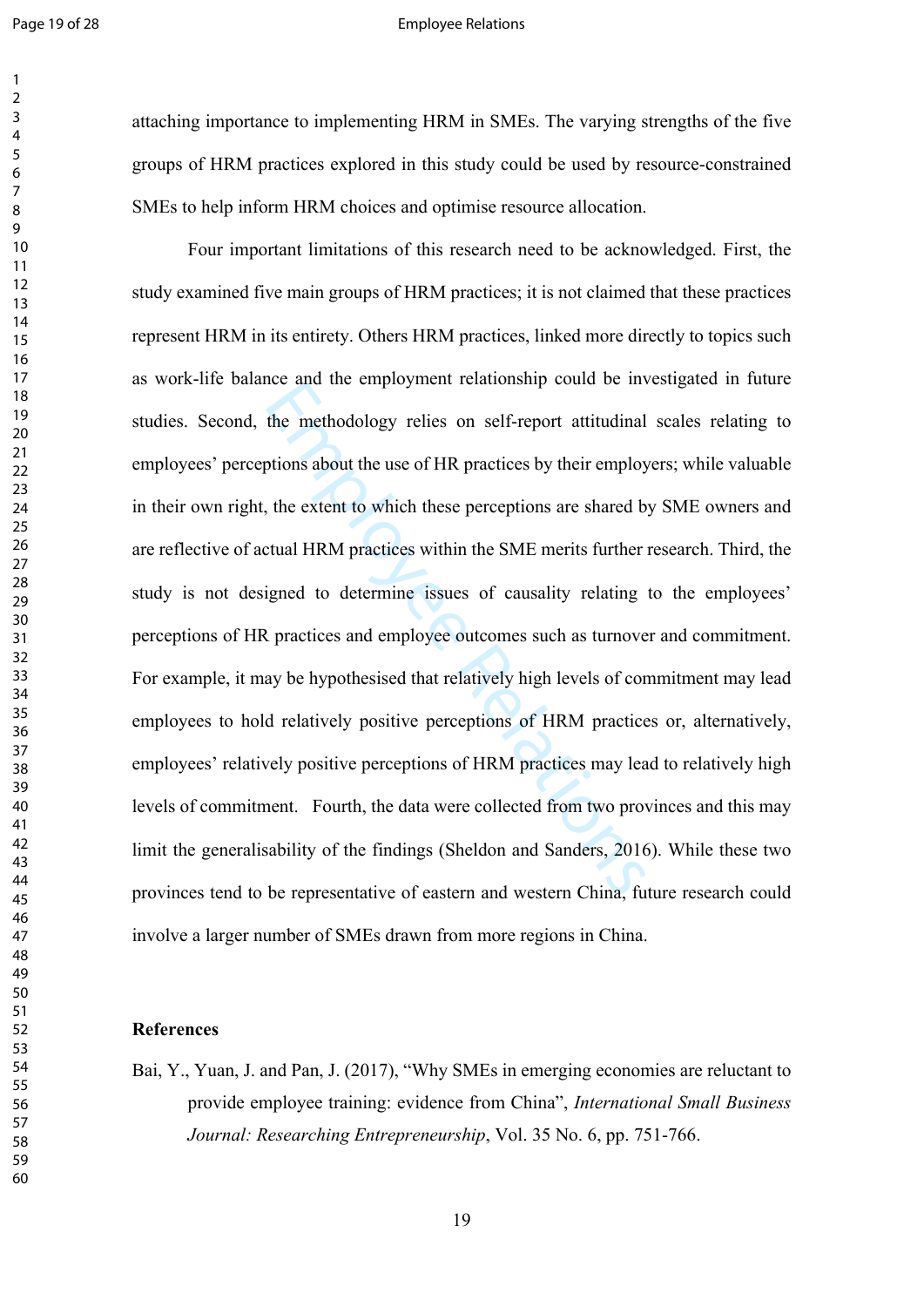attaching importance to implementing HRM in SMEs. The varying strengths of the five groups of HRM practices explored in this study could be used by resource-constrained SMEs to help inform HRM choices and optimise resource allocation.

Four important limitations of this research need to be acknowledged. First, the study examined five main groups of HRM practices; it is not claimed that these practices represent HRM in its entirety. Others HRM practices, linked more directly to topics such as work-life balance and the employment relationship could be investigated in future studies. Second, the methodology relies on self-report attitudinal scales relating to employees' perceptions about the use of HR practices by their employers; while valuable in their own right, the extent to which these perceptions are shared by SME owners and are reflective of actual HRM practices within the SME merits further research. Third, the study is not designed to determine issues of causality relating to the employees' perceptions of HR practices and employee outcomes such as turnover and commitment. For example, it may be hypothesised that relatively high levels of commitment may lead employees to hold relatively positive perceptions of HRM practices or, alternatively, employees' relatively positive perceptions of HRM practices may lead to relatively high levels of commitment. Fourth, the data were collected from two provinces and this may limit the generalisability of the findings (Sheldon and Sanders, 2016). While these two provinces tend to be representative of eastern and western China, future research could involve a larger number of SMEs drawn from more regions in China.

## References

Bai, Y., Yuan, J. and Pan, J. (2017), "Why SMEs in emerging economies are reluctant to provide employee training: evidence from China", *International Small Business Journal: Researching Entrepreneurship*, Vol. 35 No. 6, pp. 751-766.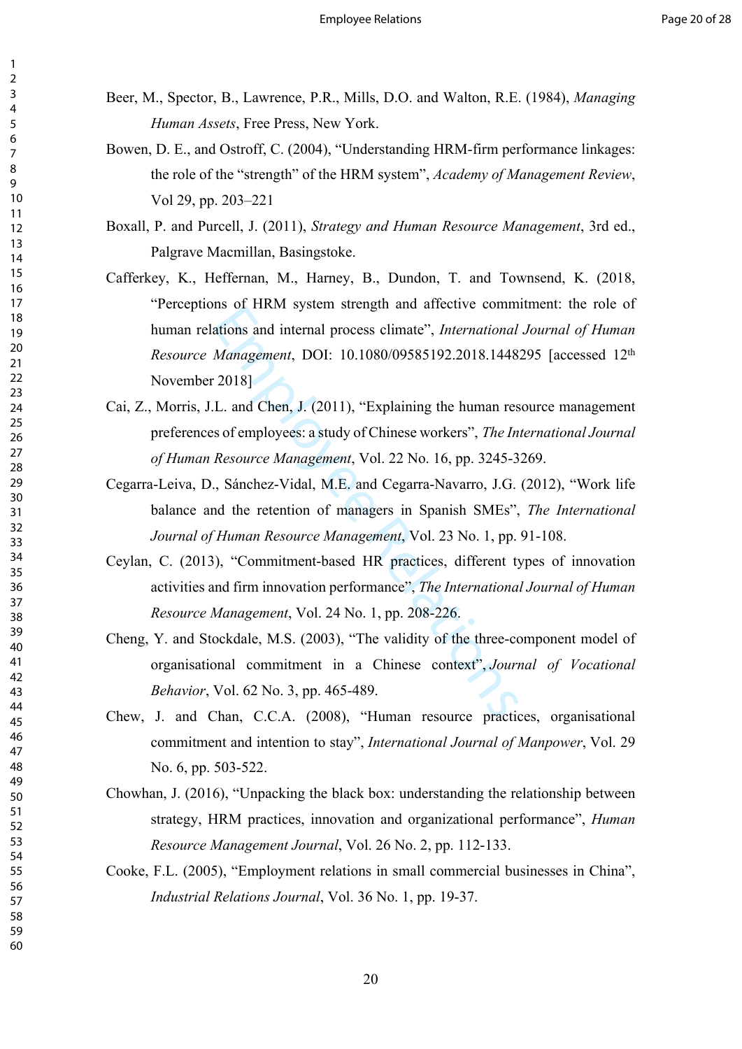Beer, M., Spector, B., Lawrence, P.R., Mills, D.O. and Walton, R.E. (1984), *Managing Human Assets*, Free Press, New York.

Bowen, D. E., and Ostroff, C. (2004), "Understanding HRM-firm performance linkages: the role of the "strength" of the HRM system", *Academy of Management Review*, Vol 29, pp. 203–221

Boxall, P. and Purcell, J. (2011), *Strategy and Human Resource Management*, 3rd ed., Palgrave Macmillan, Basingstoke.

Cafferkey, K., Heffernan, M., Harney, B., Dundon, T. and Townsend, K. (2018, "Perceptions of HRM system strength and affective commitment: the role of human relations and internal process climate", *International Journal of Human Resource Management*, DOI: 10.1080/09585192.2018.1448295 [accessed 12th November 2018]

Cai, Z., Morris, J.L. and Chen, J. (2011), "Explaining the human resource management preferences of employees: a study of Chinese workers", *The International Journal of Human Resource Management*, Vol. 22 No. 16, pp. 3245-3269.

Cegarra-Leiva, D., Sánchez-Vidal, M.E. and Cegarra-Navarro, J.G. (2012), "Work life balance and the retention of managers in Spanish SMEs", *The International Journal of Human Resource Management*, Vol. 23 No. 1, pp. 91-108.

Ceylan, C. (2013), "Commitment-based HR practices, different types of innovation activities and firm innovation performance", *The International Journal of Human Resource Management*, Vol. 24 No. 1, pp. 208-226.

Cheng, Y. and Stockdale, M.S. (2003), "The validity of the three-component model of organisational commitment in a Chinese context", *Journal of Vocational Behavior*, Vol. 62 No. 3, pp. 465-489.

Chew, J. and Chan, C.C.A. (2008), "Human resource practices, organisational commitment and intention to stay", *International Journal of Manpower*, Vol. 29 No. 6, pp. 503-522.

Chowhan, J. (2016), "Unpacking the black box: understanding the relationship between strategy, HRM practices, innovation and organizational performance", *Human Resource Management Journal*, Vol. 26 No. 2, pp. 112-133.

Cooke, F.L. (2005), "Employment relations in small commercial businesses in China", *Industrial Relations Journal*, Vol. 36 No. 1, pp. 19-37.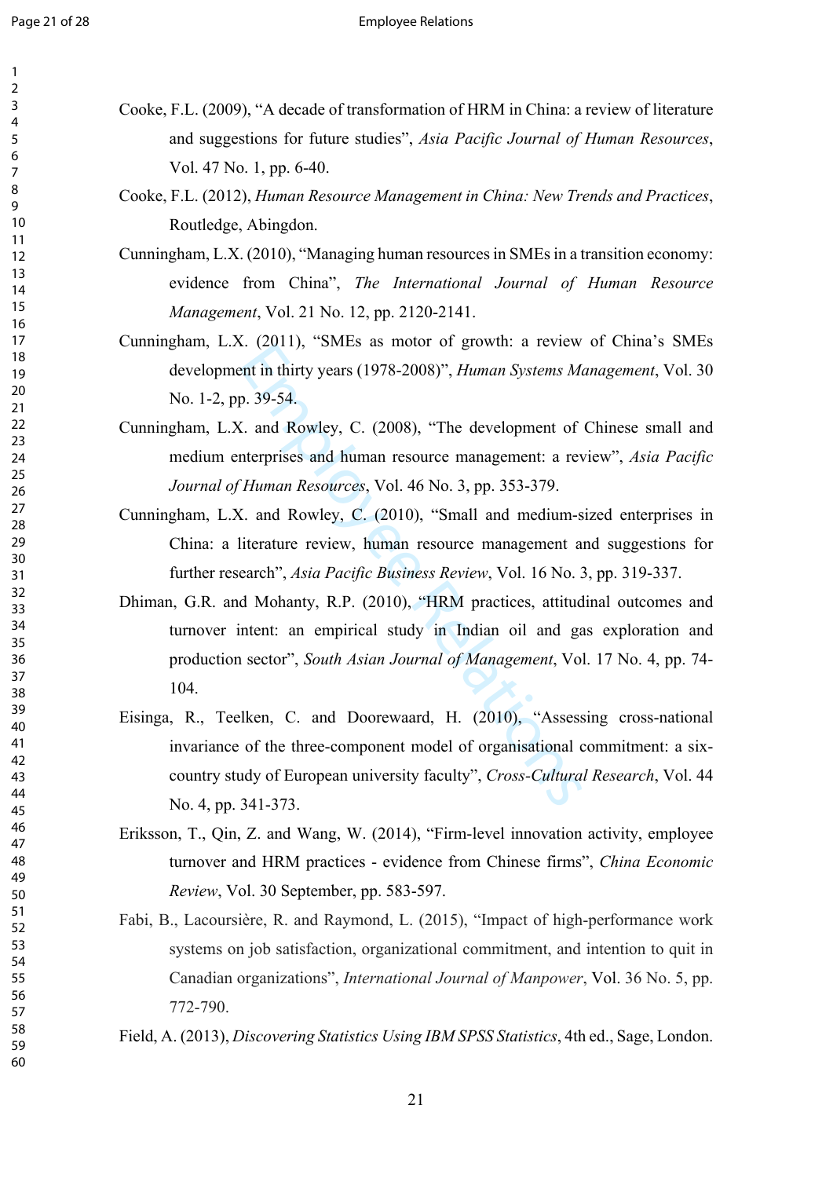Cooke, F.L. (2009), "A decade of transformation of HRM in China: a review of literature and suggestions for future studies", *Asia Pacific Journal of Human Resources*, Vol. 47 No. 1, pp. 6-40.

Cooke, F.L. (2012), *Human Resource Management in China: New Trends and Practices*, Routledge, Abingdon.

Cunningham, L.X. (2010), "Managing human resources in SMEs in a transition economy: evidence from China", *The International Journal of Human Resource Management*, Vol. 21 No. 12, pp. 2120-2141.

Cunningham, L.X. (2011), "SMEs as motor of growth: a review of China's SMEs development in thirty years (1978-2008)", *Human Systems Management*, Vol. 30 No. 1-2, pp. 39-54.

Cunningham, L.X. and Rowley, C. (2008), "The development of Chinese small and medium enterprises and human resource management: a review", *Asia Pacific Journal of Human Resources*, Vol. 46 No. 3, pp. 353-379.

Cunningham, L.X. and Rowley, C. (2010), "Small and medium-sized enterprises in China: a literature review, human resource management and suggestions for further research", *Asia Pacific Business Review*, Vol. 16 No. 3, pp. 319-337.

Dhiman, G.R. and Mohanty, R.P. (2010), "HRM practices, attitudinal outcomes and turnover intent: an empirical study in Indian oil and gas exploration and production sector", *South Asian Journal of Management*, Vol. 17 No. 4, pp. 74-104.

Eisinga, R., Teelken, C. and Doorewaard, H. (2010), "Assessing cross-national invariance of the three-component model of organisational commitment: a six-country study of European university faculty", *Cross-Cultural Research*, Vol. 44 No. 4, pp. 341-373.

Eriksson, T., Qin, Z. and Wang, W. (2014), "Firm-level innovation activity, employee turnover and HRM practices - evidence from Chinese firms", *China Economic Review*, Vol. 30 September, pp. 583-597.

Fabi, B., Lacoursière, R. and Raymond, L. (2015), "Impact of high-performance work systems on job satisfaction, organizational commitment, and intention to quit in Canadian organizations", *International Journal of Manpower*, Vol. 36 No. 5, pp. 772-790.

Field, A. (2013), *Discovering Statistics Using IBM SPSS Statistics*, 4th ed., Sage, London.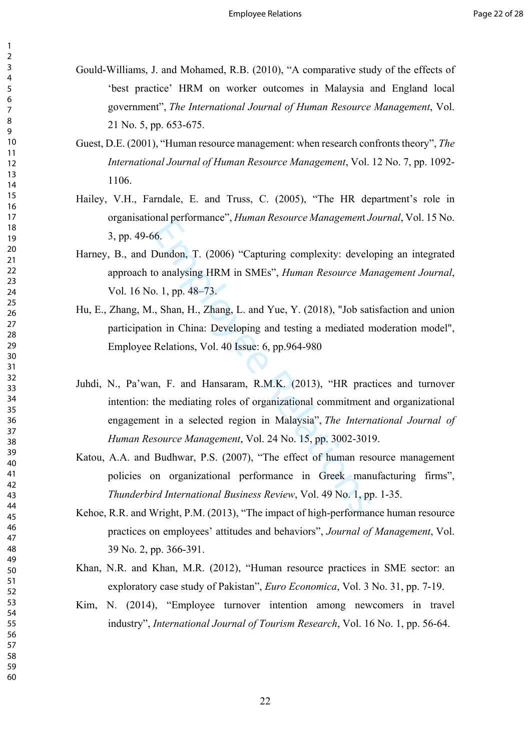Gould-Williams, J. and Mohamed, R.B. (2010), “A comparative study of the effects of ‘best practice’ HRM on worker outcomes in Malaysia and England local government”, *The International Journal of Human Resource Management*, Vol. 21 No. 5, pp. 653-675.

Guest, D.E. (2001), “Human resource management: when research confronts theory”, *The International Journal of Human Resource Management*, Vol. 12 No. 7, pp. 1092-1106.

Hailey, V.H., Farndale, E. and Truss, C. (2005), “The HR department’s role in organisational performance”, *Human Resource Management Journal*, Vol. 15 No. 3, pp. 49-66.

Harney, B., and Dundon, T. (2006) “Capturing complexity: developing an integrated approach to analysing HRM in SMEs”, *Human Resource Management Journal*, Vol. 16 No. 1, pp. 48–73.

Hu, E., Zhang, M., Shan, H., Zhang, L. and Yue, Y. (2018), "Job satisfaction and union participation in China: Developing and testing a mediated moderation model", Employee Relations, Vol. 40 Issue: 6, pp.964-980

Juhdi, N., Pa’wan, F. and Hansaram, R.M.K. (2013), “HR practices and turnover intention: the mediating roles of organizational commitment and organizational engagement in a selected region in Malaysia”, *The International Journal of Human Resource Management*, Vol. 24 No. 15, pp. 3002-3019.

Katou, A.A. and Budhwar, P.S. (2007), “The effect of human resource management policies on organizational performance in Greek manufacturing firms”, *Thunderbird International Business Review*, Vol. 49 No. 1, pp. 1-35.

Kehoe, R.R. and Wright, P.M. (2013), “The impact of high-performance human resource practices on employees’ attitudes and behaviors”, *Journal of Management*, Vol. 39 No. 2, pp. 366-391.

Khan, N.R. and Khan, M.R. (2012), “Human resource practices in SME sector: an exploratory case study of Pakistan”, *Euro Economica*, Vol. 3 No. 31, pp. 7-19.

Kim, N. (2014), “Employee turnover intention among newcomers in travel industry”, *International Journal of Tourism Research*, Vol. 16 No. 1, pp. 56-64.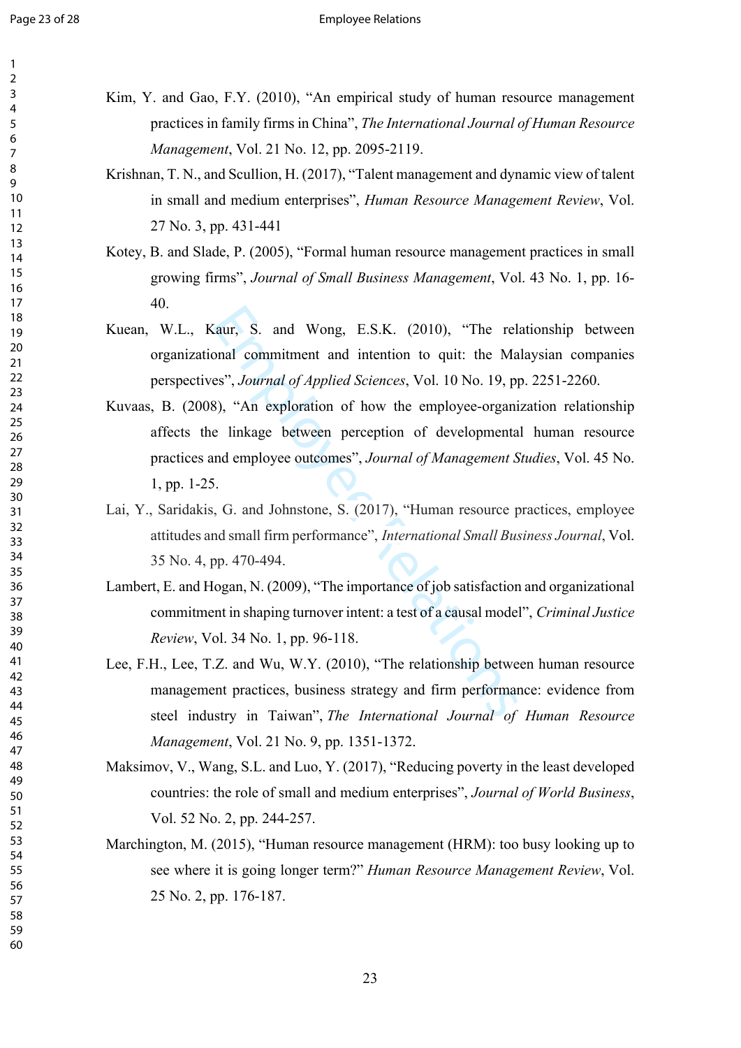Kim, Y. and Gao, F.Y. (2010), "An empirical study of human resource management practices in family firms in China", *The International Journal of Human Resource Management*, Vol. 21 No. 12, pp. 2095-2119.

Krishnan, T. N., and Scullion, H. (2017), "Talent management and dynamic view of talent in small and medium enterprises", *Human Resource Management Review*, Vol. 27 No. 3, pp. 431-441

Kotey, B. and Slade, P. (2005), "Formal human resource management practices in small growing firms", *Journal of Small Business Management*, Vol. 43 No. 1, pp. 16-40.

Kuean, W.L., Kaur, S. and Wong, E.S.K. (2010), "The relationship between organizational commitment and intention to quit: the Malaysian companies perspectives", *Journal of Applied Sciences*, Vol. 10 No. 19, pp. 2251-2260.

Kuvaas, B. (2008), "An exploration of how the employee-organization relationship affects the linkage between perception of developmental human resource practices and employee outcomes", *Journal of Management Studies*, Vol. 45 No. 1, pp. 1-25.

Lai, Y., Saridakis, G. and Johnstone, S. (2017), "Human resource practices, employee attitudes and small firm performance", *International Small Business Journal*, Vol. 35 No. 4, pp. 470-494.

Lambert, E. and Hogan, N. (2009), "The importance of job satisfaction and organizational commitment in shaping turnover intent: a test of a causal model", *Criminal Justice Review*, Vol. 34 No. 1, pp. 96-118.

Lee, F.H., Lee, T.Z. and Wu, W.Y. (2010), "The relationship between human resource management practices, business strategy and firm performance: evidence from steel industry in Taiwan", *The International Journal of Human Resource Management*, Vol. 21 No. 9, pp. 1351-1372.

Maksimov, V., Wang, S.L. and Luo, Y. (2017), "Reducing poverty in the least developed countries: the role of small and medium enterprises", *Journal of World Business*, Vol. 52 No. 2, pp. 244-257.

Marchington, M. (2015), "Human resource management (HRM): too busy looking up to see where it is going longer term?" *Human Resource Management Review*, Vol. 25 No. 2, pp. 176-187.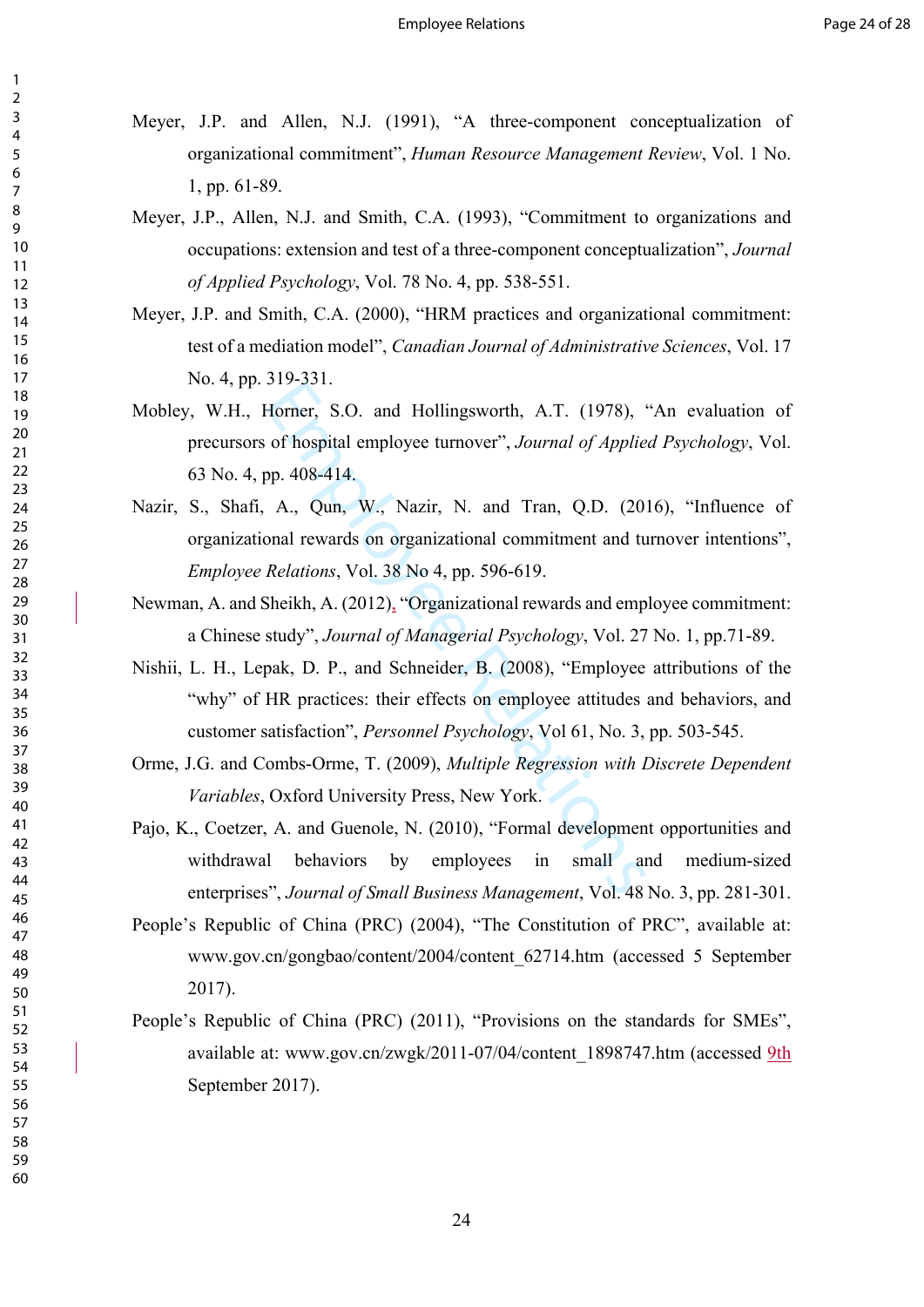Meyer, J.P. and Allen, N.J. (1991), "A three-component conceptualization of organizational commitment", *Human Resource Management Review*, Vol. 1 No. 1, pp. 61-89.

Meyer, J.P., Allen, N.J. and Smith, C.A. (1993), "Commitment to organizations and occupations: extension and test of a three-component conceptualization", *Journal of Applied Psychology*, Vol. 78 No. 4, pp. 538-551.

Meyer, J.P. and Smith, C.A. (2000), "HRM practices and organizational commitment: test of a mediation model", *Canadian Journal of Administrative Sciences*, Vol. 17 No. 4, pp. 319-331.

Mobley, W.H., Horner, S.O. and Hollingsworth, A.T. (1978), "An evaluation of precursors of hospital employee turnover", *Journal of Applied Psychology*, Vol. 63 No. 4, pp. 408-414.

Nazir, S., Shafi, A., Qun, W., Nazir, N. and Tran, Q.D. (2016), "Influence of organizational rewards on organizational commitment and turnover intentions", *Employee Relations*, Vol. 38 No 4, pp. 596-619.

Newman, A. and Sheikh, A. (2012), "Organizational rewards and employee commitment: a Chinese study", *Journal of Managerial Psychology*, Vol. 27 No. 1, pp.71-89.

Nishii, L. H., Lepak, D. P., and Schneider, B. (2008), "Employee attributions of the "why" of HR practices: their effects on employee attitudes and behaviors, and customer satisfaction", *Personnel Psychology*, Vol 61, No. 3, pp. 503-545.

Orme, J.G. and Combs-Orme, T. (2009), *Multiple Regression with Discrete Dependent Variables*, Oxford University Press, New York.

Pajo, K., Coetzer, A. and Guenole, N. (2010), "Formal development opportunities and withdrawal behaviors by employees in small and medium-sized enterprises", *Journal of Small Business Management*, Vol. 48 No. 3, pp. 281-301.

People's Republic of China (PRC) (2004), "The Constitution of PRC", available at: www.gov.cn/gongbao/content/2004/content_62714.htm (accessed 5 September 2017).

People's Republic of China (PRC) (2011), "Provisions on the standards for SMEs", available at: www.gov.cn/zwgk/2011-07/04/content_1898747.htm (accessed 9th September 2017).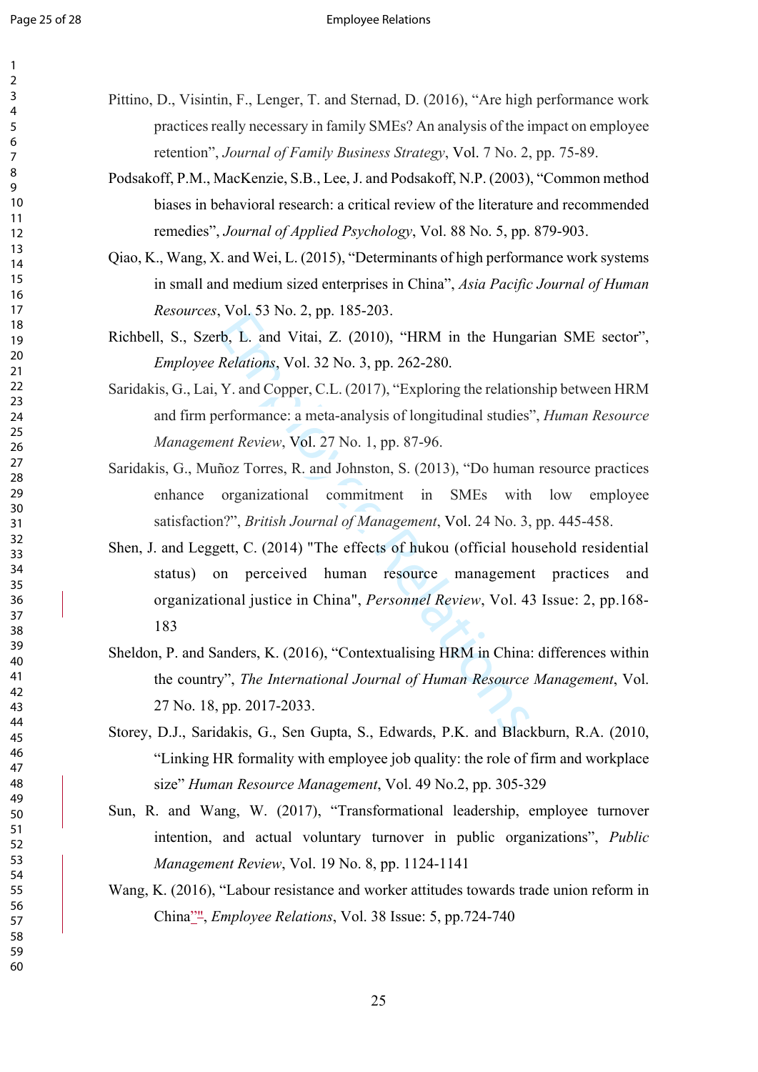Pittino, D., Visintin, F., Lenger, T. and Sternad, D. (2016), "Are high performance work practices really necessary in family SMEs? An analysis of the impact on employee retention", *Journal of Family Business Strategy*, Vol. 7 No. 2, pp. 75-89.

Podsakoff, P.M., MacKenzie, S.B., Lee, J. and Podsakoff, N.P. (2003), "Common method biases in behavioral research: a critical review of the literature and recommended remedies", *Journal of Applied Psychology*, Vol. 88 No. 5, pp. 879-903.

Qiao, K., Wang, X. and Wei, L. (2015), "Determinants of high performance work systems in small and medium sized enterprises in China", *Asia Pacific Journal of Human Resources*, Vol. 53 No. 2, pp. 185-203.

Richbell, S., Szerb, L. and Vitai, Z. (2010), "HRM in the Hungarian SME sector", *Employee Relations*, Vol. 32 No. 3, pp. 262-280.

Saridakis, G., Lai, Y. and Copper, C.L. (2017), "Exploring the relationship between HRM and firm performance: a meta-analysis of longitudinal studies", *Human Resource Management Review*, Vol. 27 No. 1, pp. 87-96.

Saridakis, G., Muñoz Torres, R. and Johnston, S. (2013), "Do human resource practices enhance organizational commitment in SMEs with low employee satisfaction?", *British Journal of Management*, Vol. 24 No. 3, pp. 445-458.

Shen, J. and Leggett, C. (2014) "The effects of hukou (official household residential status) on perceived human resource management practices and organizational justice in China", *Personnel Review*, Vol. 43 Issue: 2, pp.168-183

Sheldon, P. and Sanders, K. (2016), "Contextualising HRM in China: differences within the country", *The International Journal of Human Resource Management*, Vol. 27 No. 18, pp. 2017-2033.

Storey, D.J., Saridakis, G., Sen Gupta, S., Edwards, P.K. and Blackburn, R.A. (2010, "Linking HR formality with employee job quality: the role of firm and workplace size" *Human Resource Management*, Vol. 49 No.2, pp. 305-329

Sun, R. and Wang, W. (2017), "Transformational leadership, employee turnover intention, and actual voluntary turnover in public organizations", *Public Management Review*, Vol. 19 No. 8, pp. 1124-1141

Wang, K. (2016), "Labour resistance and worker attitudes towards trade union reform in China", *Employee Relations*, Vol. 38 Issue: 5, pp.724-740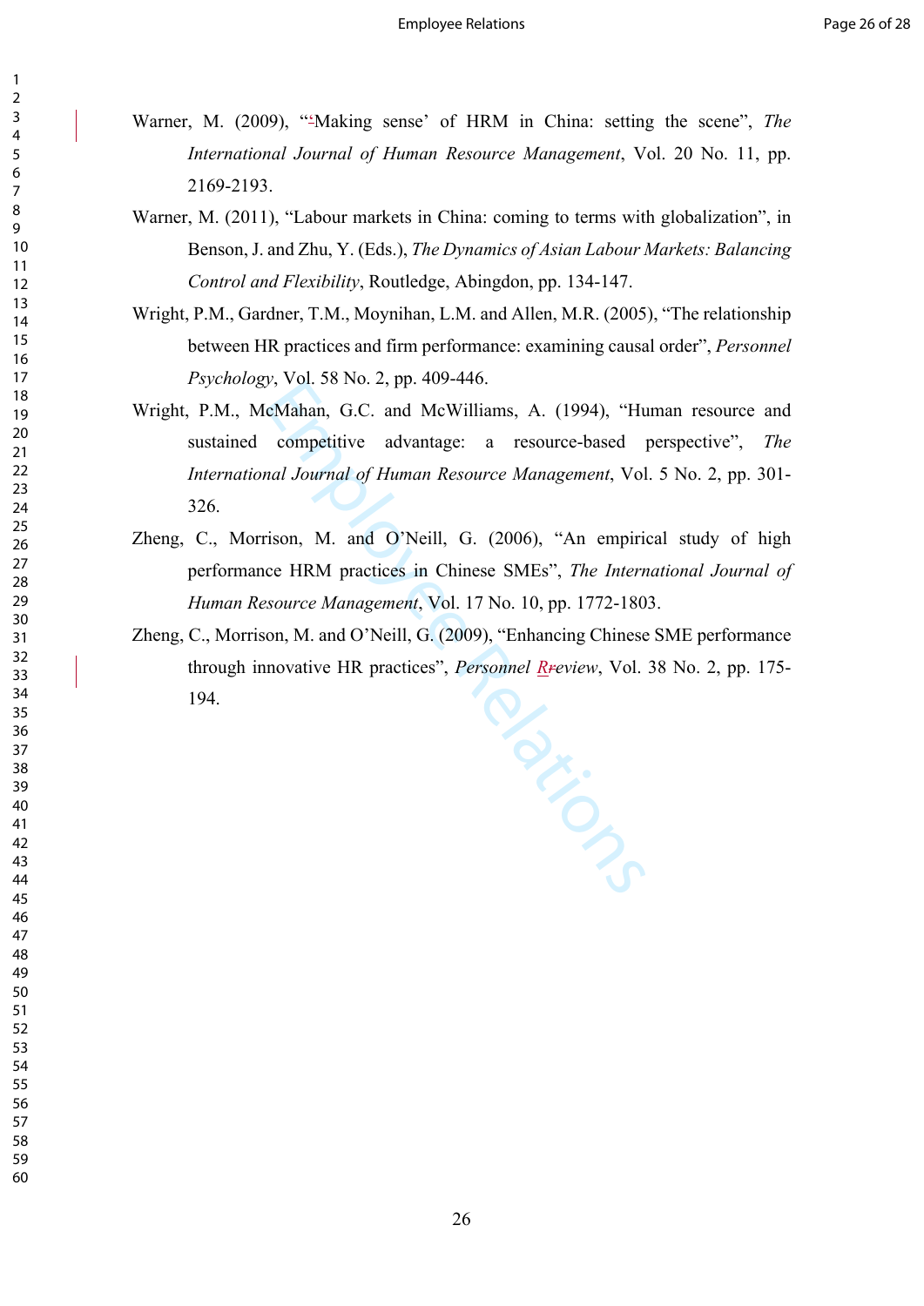Warner, M. (2009), "'Making sense' of HRM in China: setting the scene", *The International Journal of Human Resource Management*, Vol. 20 No. 11, pp. 2169-2193.

Warner, M. (2011), "Labour markets in China: coming to terms with globalization", in Benson, J. and Zhu, Y. (Eds.), *The Dynamics of Asian Labour Markets: Balancing Control and Flexibility*, Routledge, Abingdon, pp. 134-147.

Wright, P.M., Gardner, T.M., Moynihan, L.M. and Allen, M.R. (2005), "The relationship between HR practices and firm performance: examining causal order", *Personnel Psychology*, Vol. 58 No. 2, pp. 409-446.

Wright, P.M., McMahan, G.C. and McWilliams, A. (1994), "Human resource and sustained competitive advantage: a resource-based perspective", *The International Journal of Human Resource Management*, Vol. 5 No. 2, pp. 301-326.

Zheng, C., Morrison, M. and O'Neill, G. (2006), "An empirical study of high performance HRM practices in Chinese SMEs", *The International Journal of Human Resource Management*, Vol. 17 No. 10, pp. 1772-1803.

Zheng, C., Morrison, M. and O'Neill, G. (2009), "Enhancing Chinese SME performance through innovative HR practices", *Personnel Review*, Vol. 38 No. 2, pp. 175-194.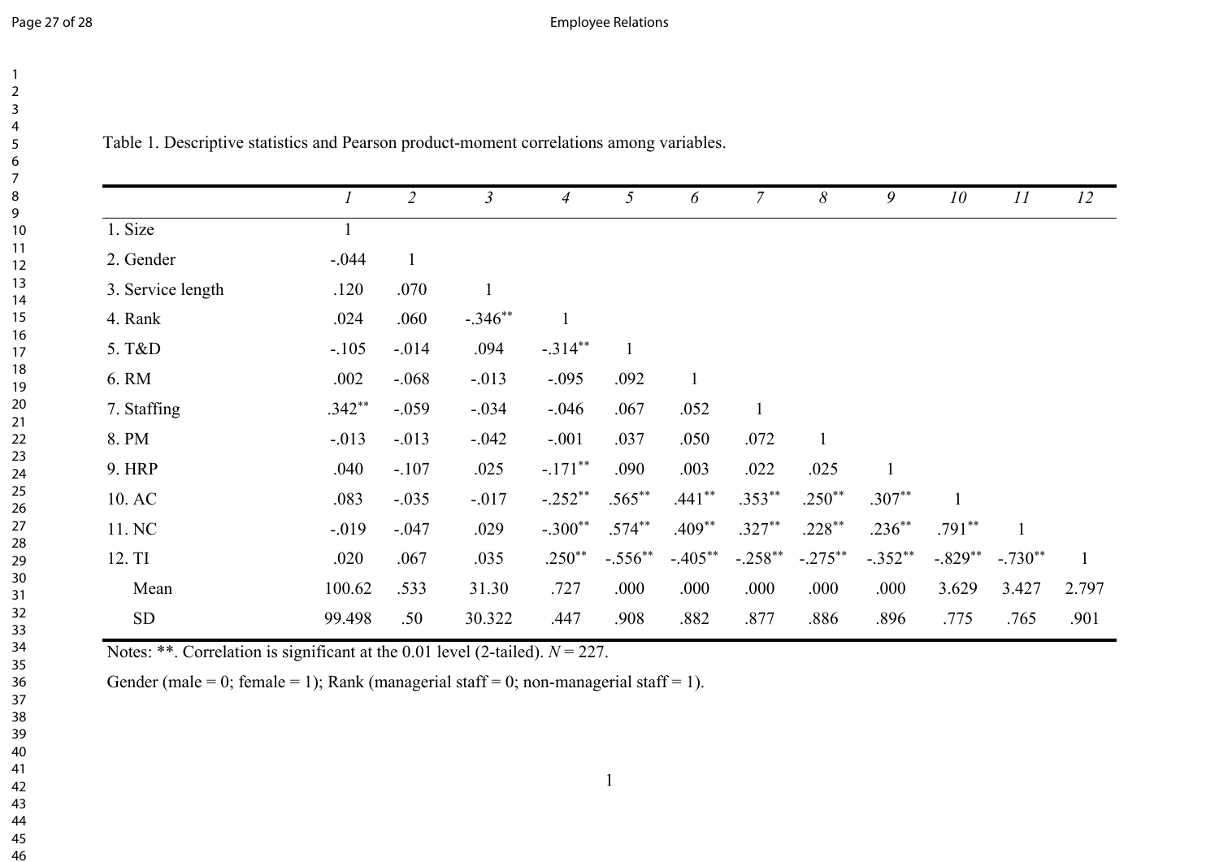Table 1. Descriptive statistics and Pearson product-moment correlations among variables.

| | *1* | *2* | *3* | *4* | *5* | *6* | *7* | *8* | *9* | *10* | *11* | *12* |
|---|---|---|---|---|---|---|---|---|---|---|---|---|
| 1. Size | 1 | | | | | | | | | | | |
| 2. Gender | -.044 | 1 | | | | | | | | | | |
| 3. Service length | .120 | .070 | 1 | | | | | | | | | |
| 4. Rank | .024 | .060 | -.346** | 1 | | | | | | | | |
| 5. T&D | -.105 | -.014 | .094 | -.314** | 1 | | | | | | | |
| 6. RM | .002 | -.068 | -.013 | -.095 | .092 | 1 | | | | | | |
| 7. Staffing | .342** | -.059 | -.034 | -.046 | .067 | .052 | 1 | | | | | |
| 8. PM | -.013 | -.013 | -.042 | -.001 | .037 | .050 | .072 | 1 | | | | |
| 9. HRP | .040 | -.107 | .025 | -.171** | .090 | .003 | .022 | .025 | 1 | | | |
| 10. AC | .083 | -.035 | -.017 | -.252** | .565** | .441** | .353** | .250** | .307** | 1 | | |
| 11. NC | -.019 | -.047 | .029 | -.300** | .574** | .409** | .327** | .228** | .236** | .791** | 1 | |
| 12. TI | .020 | .067 | .035 | .250** | -.556** | -.405** | -.258** | -.275** | -.352** | -.829** | -.730** | 1 |
| Mean | 100.62 | .533 | 31.30 | .727 | .000 | .000 | .000 | .000 | .000 | 3.629 | 3.427 | 2.797 |
| SD | 99.498 | .50 | 30.322 | .447 | .908 | .882 | .877 | .886 | .896 | .775 | .765 | .901 |

Notes: **. Correlation is significant at the 0.01 level (2-tailed). *N* = 227.

Gender (male = 0; female = 1); Rank (managerial staff = 0; non-managerial staff = 1).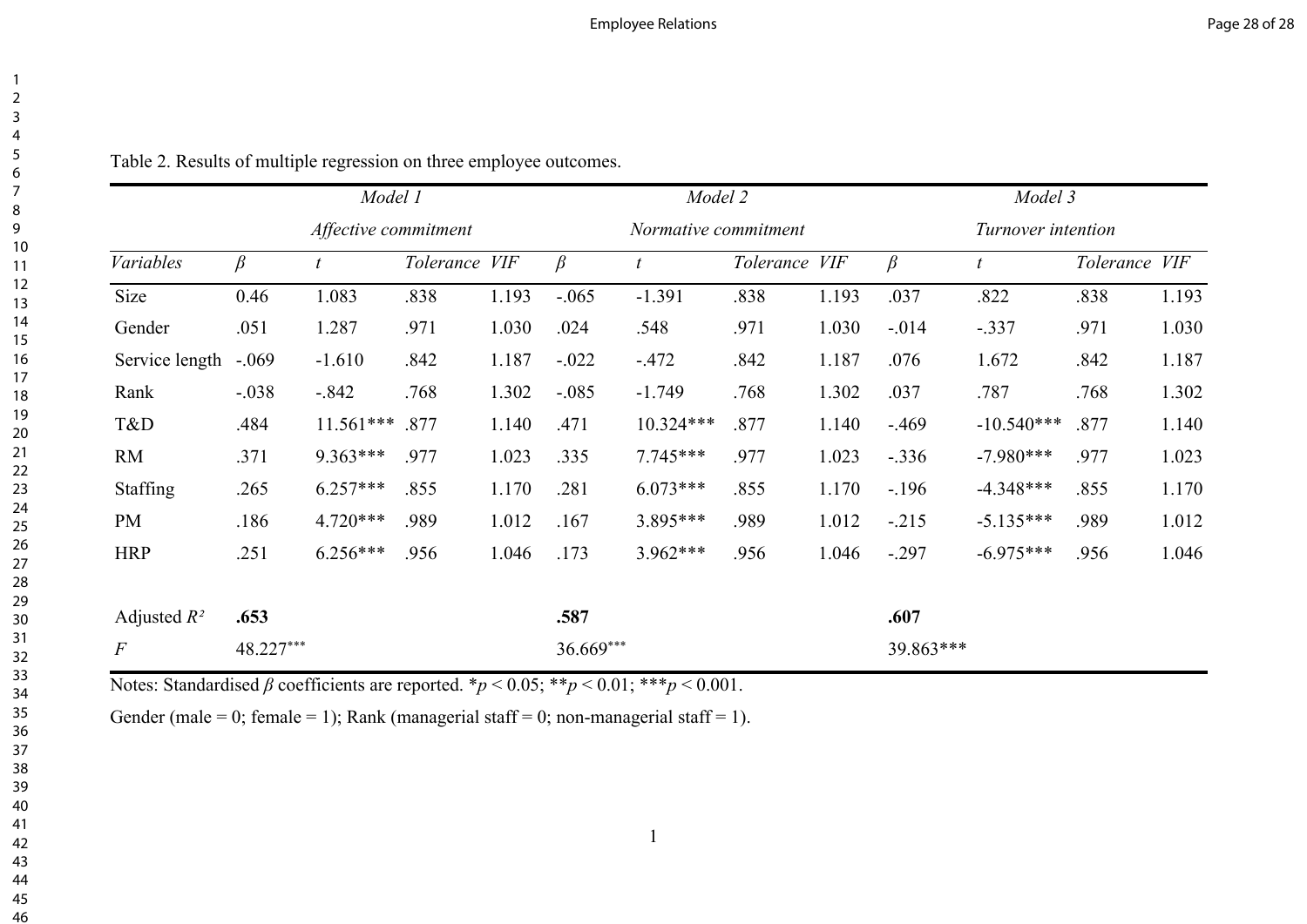Table 2. Results of multiple regression on three employee outcomes.

| | *Model 1* | | | | *Model 2* | | | | *Model 3* | | | |
|---|---|---|---|---|---|---|---|---|---|---|---|---|
| | *Affective commitment* | | | | *Normative commitment* | | | | *Turnover intention* | | | |
| *Variables* | *β* | *t* | *Tolerance* | *VIF* | *β* | *t* | *Tolerance* | *VIF* | *β* | *t* | *Tolerance* | *VIF* |
| Size | 0.46 | 1.083 | .838 | 1.193 | -.065 | -1.391 | .838 | 1.193 | .037 | .822 | .838 | 1.193 |
| Gender | .051 | 1.287 | .971 | 1.030 | .024 | .548 | .971 | 1.030 | -.014 | -.337 | .971 | 1.030 |
| Service length | -.069 | -1.610 | .842 | 1.187 | -.022 | -.472 | .842 | 1.187 | .076 | 1.672 | .842 | 1.187 |
| Rank | -.038 | -.842 | .768 | 1.302 | -.085 | -1.749 | .768 | 1.302 | .037 | .787 | .768 | 1.302 |
| T&D | .484 | 11.561*** | .877 | 1.140 | .471 | 10.324*** | .877 | 1.140 | -.469 | -10.540*** | .877 | 1.140 |
| RM | .371 | 9.363*** | .977 | 1.023 | .335 | 7.745*** | .977 | 1.023 | -.336 | -7.980*** | .977 | 1.023 |
| Staffing | .265 | 6.257*** | .855 | 1.170 | .281 | 6.073*** | .855 | 1.170 | -.196 | -4.348*** | .855 | 1.170 |
| PM | .186 | 4.720*** | .989 | 1.012 | .167 | 3.895*** | .989 | 1.012 | -.215 | -5.135*** | .989 | 1.012 |
| HRP | .251 | 6.256*** | .956 | 1.046 | .173 | 3.962*** | .956 | 1.046 | -.297 | -6.975*** | .956 | 1.046 |
| Adjusted $R^2$ | **.653** | | | | **.587** | | | | **.607** | | | |
| *F* | 48.227*** | | | | 36.669*** | | | | 39.863*** | | | |

Notes: Standardised *β* coefficients are reported. \**p* < 0.05; \*\**p* < 0.01; \*\*\**p* < 0.001.

Gender (male = 0; female = 1); Rank (managerial staff = 0; non-managerial staff = 1).